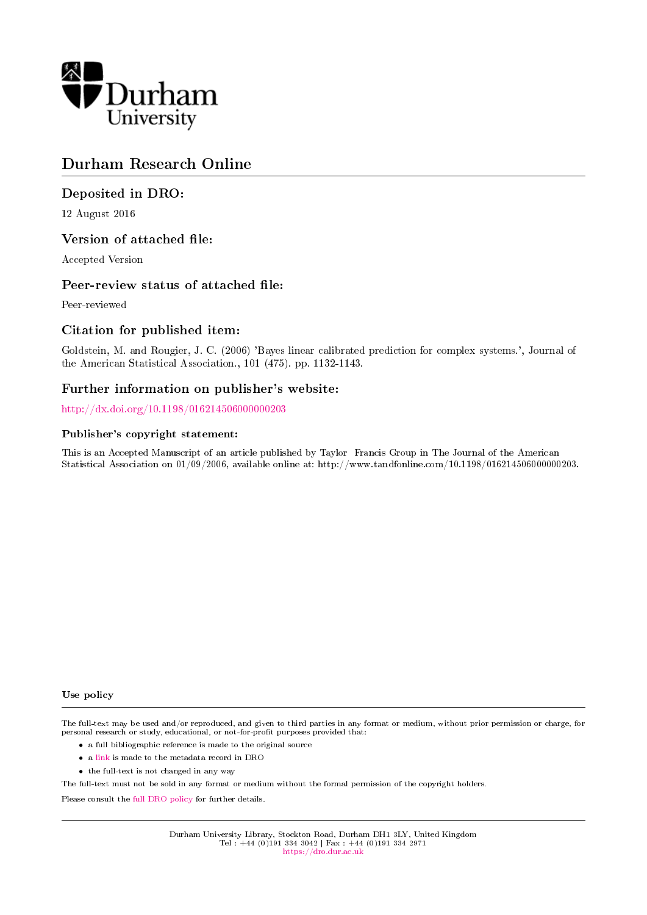Durham University

# Durham Research Online

## Deposited in DRO:

12 August 2016

## Version of attached file:

Accepted Version

## Peer-review status of attached file:

Peer-reviewed

## Citation for published item:

Goldstein, M. and Rougier, J. C. (2006) 'Bayes linear calibrated prediction for complex systems.', Journal of the American Statistical Association., 101 (475). pp. 1132-1143.

## Further information on publisher's website:

http://dx.doi.org/10.1198/016214506000000203

### Publisher's copyright statement:

This is an Accepted Manuscript of an article published by Taylor Francis Group in The Journal of the American Statistical Association on 01/09/2006, available online at: http://www.tandfonline.com/10.1198/016214506000000203.

### Use policy

The full-text may be used and/or reproduced, and given to third parties in any format or medium, without prior permission or charge, for personal research or study, educational, or not-for-profit purposes provided that:

- a full bibliographic reference is made to the original source
- a link is made to the metadata record in DRO
- the full-text is not changed in any way

The full-text must not be sold in any format or medium without the formal permission of the copyright holders.

Please consult the full DRO policy for further details.

Durham University Library, Stockton Road, Durham DH1 3LY, United Kingdom
Tel : +44 (0)191 334 3042 | Fax : +44 (0)191 334 2971
https://dro.dur.ac.uk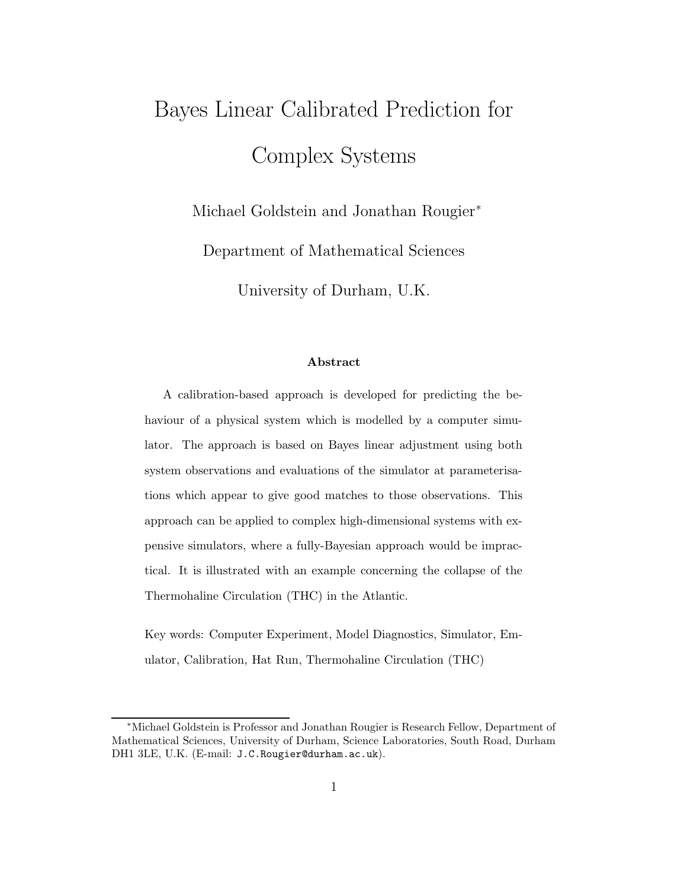# Bayes Linear Calibrated Prediction for Complex Systems

Michael Goldstein and Jonathan Rougier*

Department of Mathematical Sciences

University of Durham, U.K.

### Abstract

A calibration-based approach is developed for predicting the behaviour of a physical system which is modelled by a computer simulator. The approach is based on Bayes linear adjustment using both system observations and evaluations of the simulator at parameterisations which appear to give good matches to those observations. This approach can be applied to complex high-dimensional systems with expensive simulators, where a fully-Bayesian approach would be impractical. It is illustrated with an example concerning the collapse of the Thermohaline Circulation (THC) in the Atlantic.

Key words: Computer Experiment, Model Diagnostics, Simulator, Emulator, Calibration, Hat Run, Thermohaline Circulation (THC)

---

*Michael Goldstein is Professor and Jonathan Rougier is Research Fellow, Department of Mathematical Sciences, University of Durham, Science Laboratories, South Road, Durham DH1 3LE, U.K. (E-mail: `J.C.Rougier@durham.ac.uk`).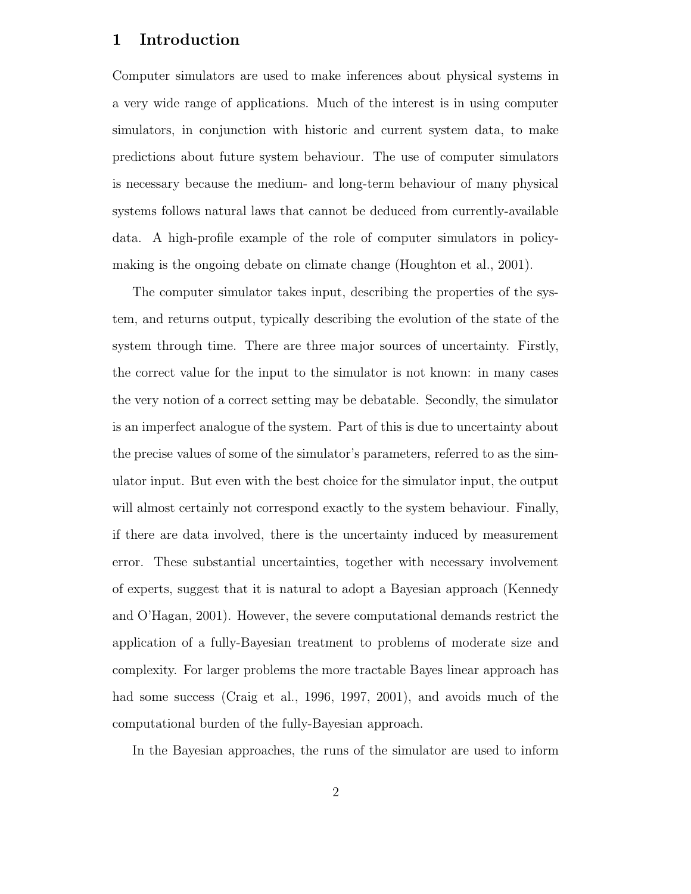# 1 Introduction

Computer simulators are used to make inferences about physical systems in a very wide range of applications. Much of the interest is in using computer simulators, in conjunction with historic and current system data, to make predictions about future system behaviour. The use of computer simulators is necessary because the medium- and long-term behaviour of many physical systems follows natural laws that cannot be deduced from currently-available data. A high-profile example of the role of computer simulators in policy-making is the ongoing debate on climate change (Houghton et al., 2001).

The computer simulator takes input, describing the properties of the system, and returns output, typically describing the evolution of the state of the system through time. There are three major sources of uncertainty. Firstly, the correct value for the input to the simulator is not known: in many cases the very notion of a correct setting may be debatable. Secondly, the simulator is an imperfect analogue of the system. Part of this is due to uncertainty about the precise values of some of the simulator's parameters, referred to as the simulator input. But even with the best choice for the simulator input, the output will almost certainly not correspond exactly to the system behaviour. Finally, if there are data involved, there is the uncertainty induced by measurement error. These substantial uncertainties, together with necessary involvement of experts, suggest that it is natural to adopt a Bayesian approach (Kennedy and O'Hagan, 2001). However, the severe computational demands restrict the application of a fully-Bayesian treatment to problems of moderate size and complexity. For larger problems the more tractable Bayes linear approach has had some success (Craig et al., 1996, 1997, 2001), and avoids much of the computational burden of the fully-Bayesian approach.

In the Bayesian approaches, the runs of the simulator are used to inform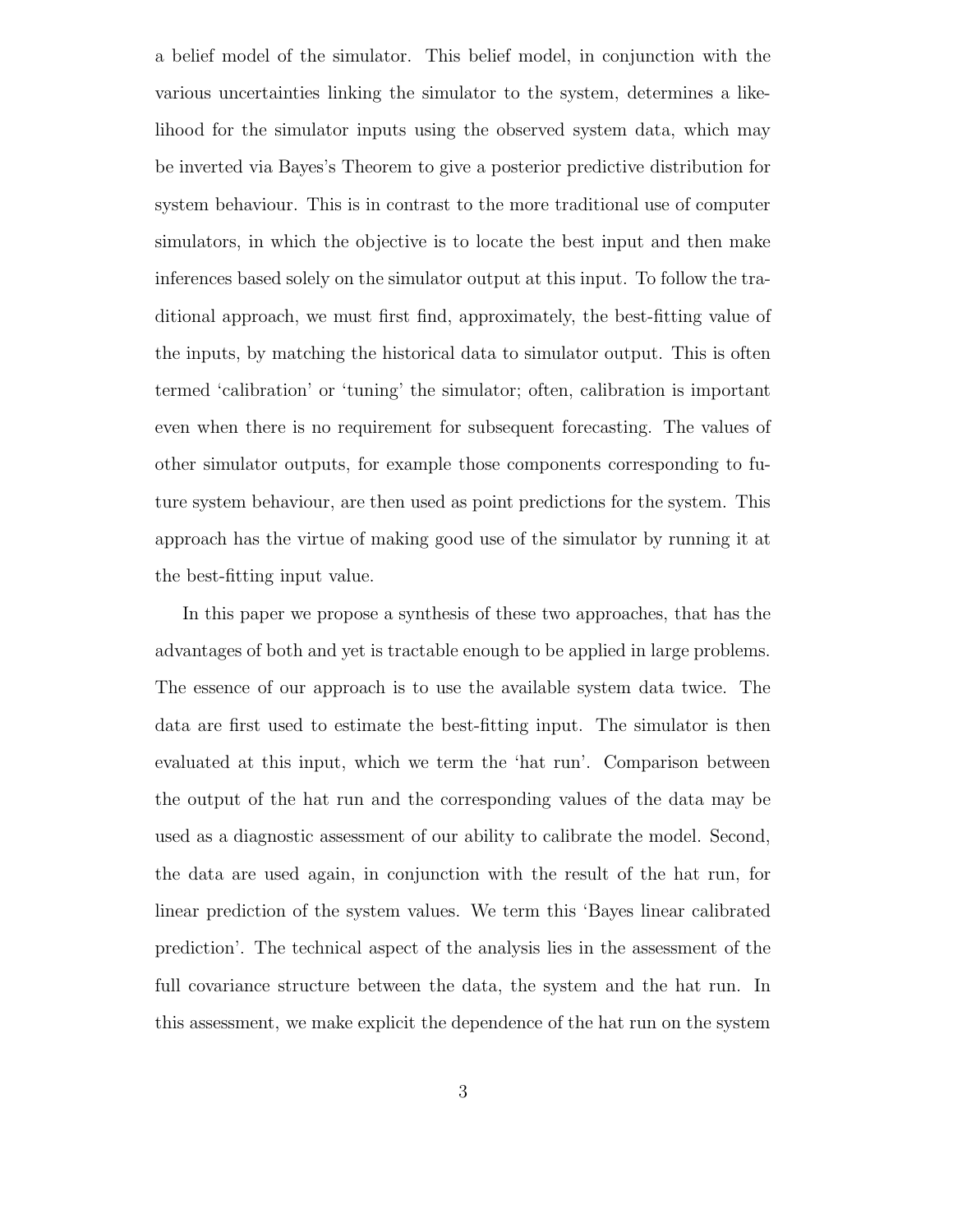a belief model of the simulator. This belief model, in conjunction with the various uncertainties linking the simulator to the system, determines a likelihood for the simulator inputs using the observed system data, which may be inverted via Bayes's Theorem to give a posterior predictive distribution for system behaviour. This is in contrast to the more traditional use of computer simulators, in which the objective is to locate the best input and then make inferences based solely on the simulator output at this input. To follow the traditional approach, we must first find, approximately, the best-fitting value of the inputs, by matching the historical data to simulator output. This is often termed 'calibration' or 'tuning' the simulator; often, calibration is important even when there is no requirement for subsequent forecasting. The values of other simulator outputs, for example those components corresponding to future system behaviour, are then used as point predictions for the system. This approach has the virtue of making good use of the simulator by running it at the best-fitting input value.

In this paper we propose a synthesis of these two approaches, that has the advantages of both and yet is tractable enough to be applied in large problems. The essence of our approach is to use the available system data twice. The data are first used to estimate the best-fitting input. The simulator is then evaluated at this input, which we term the 'hat run'. Comparison between the output of the hat run and the corresponding values of the data may be used as a diagnostic assessment of our ability to calibrate the model. Second, the data are used again, in conjunction with the result of the hat run, for linear prediction of the system values. We term this 'Bayes linear calibrated prediction'. The technical aspect of the analysis lies in the assessment of the full covariance structure between the data, the system and the hat run. In this assessment, we make explicit the dependence of the hat run on the system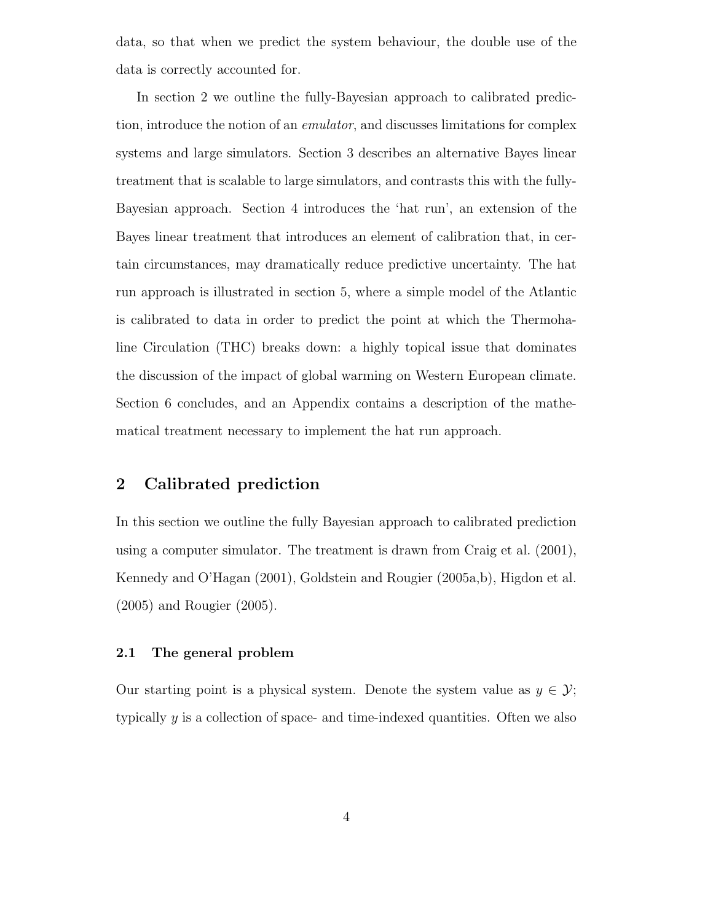data, so that when we predict the system behaviour, the double use of the data is correctly accounted for.

In section 2 we outline the fully-Bayesian approach to calibrated prediction, introduce the notion of an *emulator*, and discusses limitations for complex systems and large simulators. Section 3 describes an alternative Bayes linear treatment that is scalable to large simulators, and contrasts this with the fully-Bayesian approach. Section 4 introduces the 'hat run', an extension of the Bayes linear treatment that introduces an element of calibration that, in certain circumstances, may dramatically reduce predictive uncertainty. The hat run approach is illustrated in section 5, where a simple model of the Atlantic is calibrated to data in order to predict the point at which the Thermohaline Circulation (THC) breaks down: a highly topical issue that dominates the discussion of the impact of global warming on Western European climate. Section 6 concludes, and an Appendix contains a description of the mathematical treatment necessary to implement the hat run approach.

## 2 Calibrated prediction

In this section we outline the fully Bayesian approach to calibrated prediction using a computer simulator. The treatment is drawn from Craig et al. (2001), Kennedy and O'Hagan (2001), Goldstein and Rougier (2005a,b), Higdon et al. (2005) and Rougier (2005).

### 2.1 The general problem

Our starting point is a physical system. Denote the system value as $y \in \mathcal{Y}$; typically $y$ is a collection of space- and time-indexed quantities. Often we also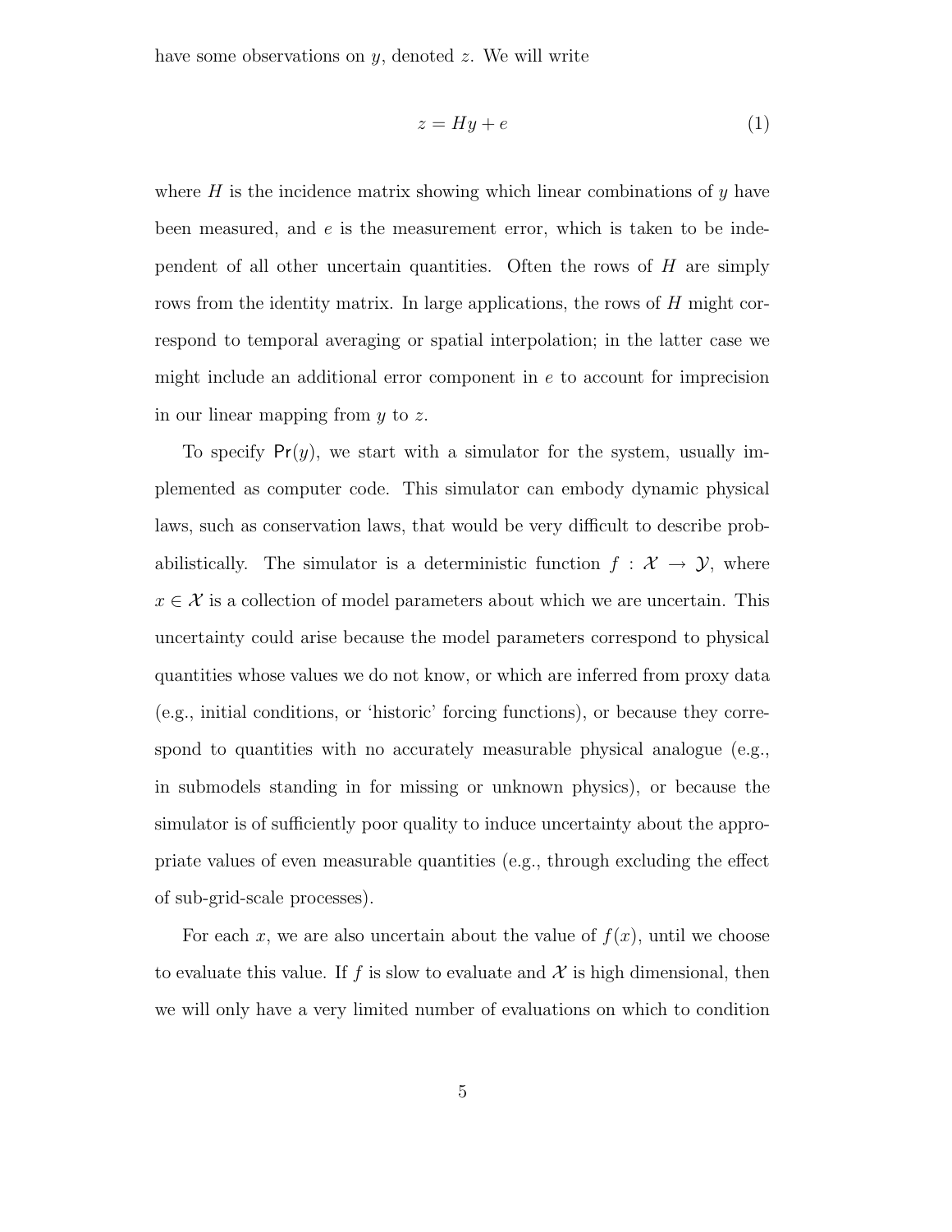have some observations on $y$, denoted $z$. We will write

$$z = Hy + e \tag{1}$$

where $H$ is the incidence matrix showing which linear combinations of $y$ have been measured, and $e$ is the measurement error, which is taken to be independent of all other uncertain quantities. Often the rows of $H$ are simply rows from the identity matrix. In large applications, the rows of $H$ might correspond to temporal averaging or spatial interpolation; in the latter case we might include an additional error component in $e$ to account for imprecision in our linear mapping from $y$ to $z$.

To specify $\mathsf{Pr}(y)$, we start with a simulator for the system, usually implemented as computer code. This simulator can embody dynamic physical laws, such as conservation laws, that would be very difficult to describe probabilistically. The simulator is a deterministic function $f : \mathcal{X} \to \mathcal{Y}$, where $x \in \mathcal{X}$ is a collection of model parameters about which we are uncertain. This uncertainty could arise because the model parameters correspond to physical quantities whose values we do not know, or which are inferred from proxy data (e.g., initial conditions, or 'historic' forcing functions), or because they correspond to quantities with no accurately measurable physical analogue (e.g., in submodels standing in for missing or unknown physics), or because the simulator is of sufficiently poor quality to induce uncertainty about the appropriate values of even measurable quantities (e.g., through excluding the effect of sub-grid-scale processes).

For each $x$, we are also uncertain about the value of $f(x)$, until we choose to evaluate this value. If $f$ is slow to evaluate and $\mathcal{X}$ is high dimensional, then we will only have a very limited number of evaluations on which to condition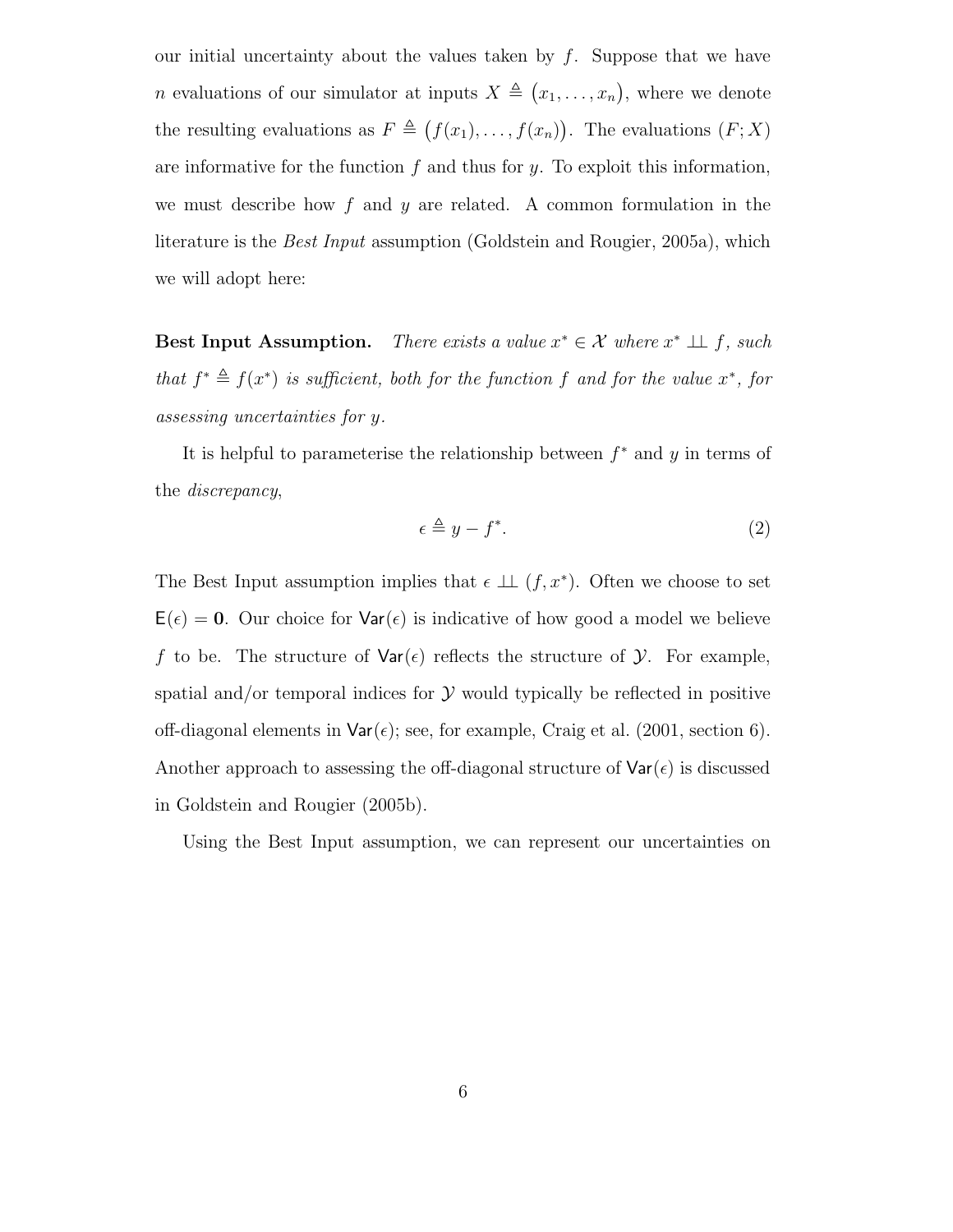our initial uncertainty about the values taken by $f$. Suppose that we have $n$ evaluations of our simulator at inputs $X \triangleq (x_1, \ldots, x_n)$, where we denote the resulting evaluations as $F \triangleq (f(x_1), \ldots, f(x_n))$. The evaluations $(F; X)$ are informative for the function $f$ and thus for $y$. To exploit this information, we must describe how $f$ and $y$ are related. A common formulation in the literature is the *Best Input* assumption (Goldstein and Rougier, 2005a), which we will adopt here:

**Best Input Assumption.** *There exists a value $x^* \in \mathcal{X}$ where $x^* \perp\!\!\!\perp f$, such that $f^* \triangleq f(x^*)$ is sufficient, both for the function $f$ and for the value $x^*$, for assessing uncertainties for $y$.*

It is helpful to parameterise the relationship between $f^*$ and $y$ in terms of the *discrepancy*,

$$\epsilon \triangleq y - f^*. \tag{2}$$

The Best Input assumption implies that $\epsilon \perp\!\!\!\perp (f, x^*)$. Often we choose to set $\mathsf{E}(\epsilon) = \mathbf{0}$. Our choice for $\mathsf{Var}(\epsilon)$ is indicative of how good a model we believe $f$ to be. The structure of $\mathsf{Var}(\epsilon)$ reflects the structure of $\mathcal{Y}$. For example, spatial and/or temporal indices for $\mathcal{Y}$ would typically be reflected in positive off-diagonal elements in $\mathsf{Var}(\epsilon)$; see, for example, Craig et al. (2001, section 6). Another approach to assessing the off-diagonal structure of $\mathsf{Var}(\epsilon)$ is discussed in Goldstein and Rougier (2005b).

Using the Best Input assumption, we can represent our uncertainties on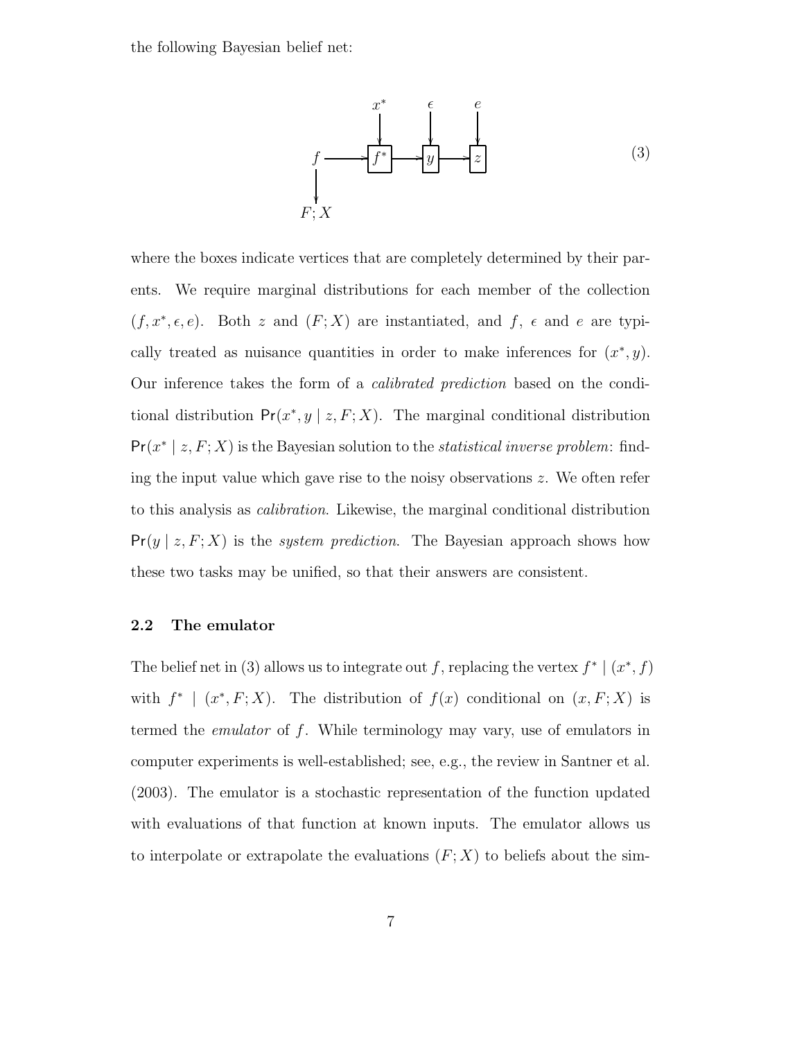the following Bayesian belief net:

$$
\begin{array}{ccccccc}
 & & x^* & & \epsilon & & e \\
 & & \downarrow & & \downarrow & & \downarrow \\
f & \longrightarrow & \boxed{f^*} & \longrightarrow & \boxed{y} & \longrightarrow & \boxed{z} \\
\downarrow & & & & & & \\
F;X & & & & & &
\end{array}
\tag{3}
$$

where the boxes indicate vertices that are completely determined by their parents. We require marginal distributions for each member of the collection $(f, x^*, \epsilon, e)$. Both $z$ and $(F; X)$ are instantiated, and $f$, $\epsilon$ and $e$ are typically treated as nuisance quantities in order to make inferences for $(x^*, y)$. Our inference takes the form of a *calibrated prediction* based on the conditional distribution $\mathsf{Pr}(x^*, y \mid z, F; X)$. The marginal conditional distribution $\mathsf{Pr}(x^* \mid z, F; X)$ is the Bayesian solution to the *statistical inverse problem*: finding the input value which gave rise to the noisy observations $z$. We often refer to this analysis as *calibration*. Likewise, the marginal conditional distribution $\mathsf{Pr}(y \mid z, F; X)$ is the *system prediction*. The Bayesian approach shows how these two tasks may be unified, so that their answers are consistent.

### 2.2 The emulator

The belief net in (3) allows us to integrate out $f$, replacing the vertex $f^* \mid (x^*, f)$ with $f^* \mid (x^*, F; X)$. The distribution of $f(x)$ conditional on $(x, F; X)$ is termed the *emulator* of $f$. While terminology may vary, use of emulators in computer experiments is well-established; see, e.g., the review in Santner et al. (2003). The emulator is a stochastic representation of the function updated with evaluations of that function at known inputs. The emulator allows us to interpolate or extrapolate the evaluations $(F; X)$ to beliefs about the sim-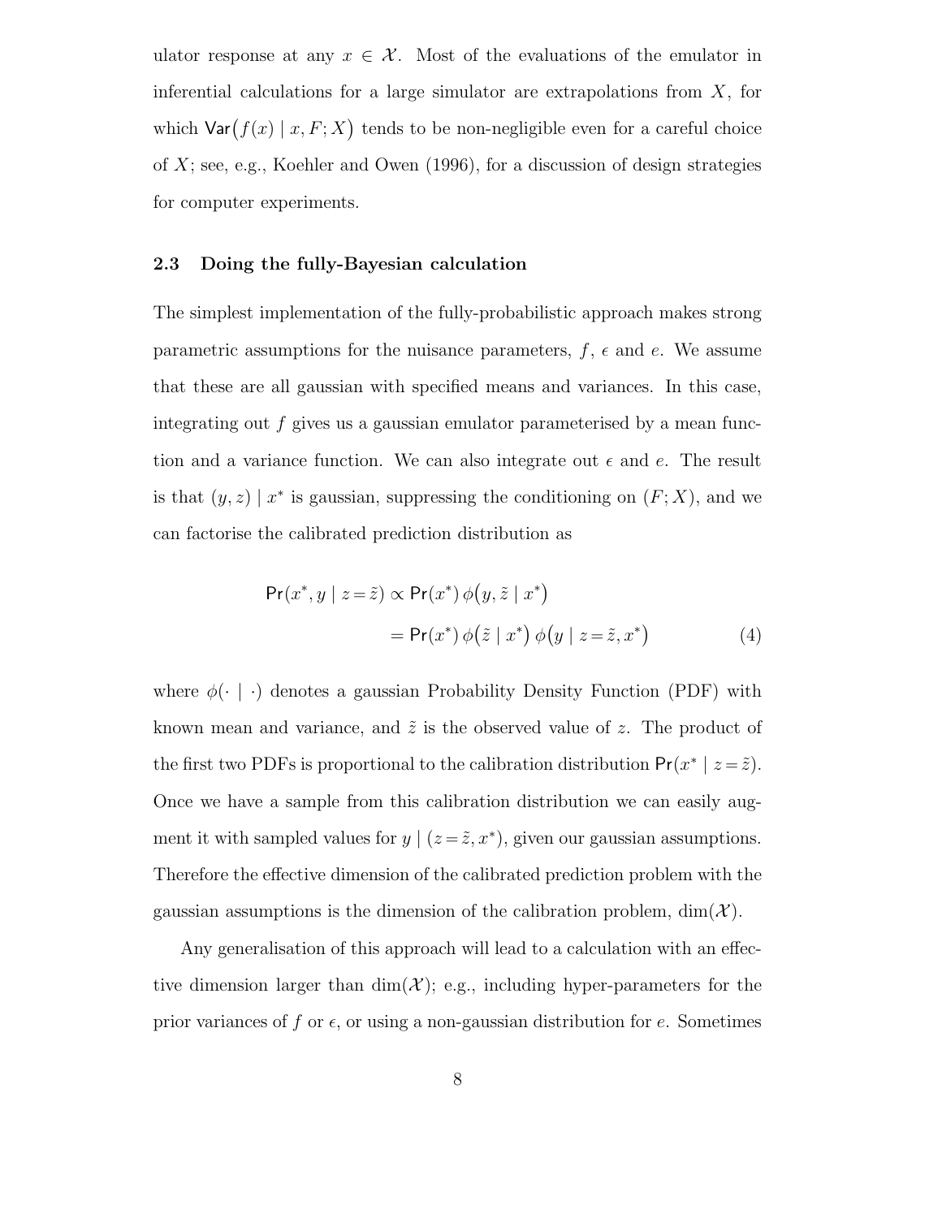ulator response at any $x \in \mathcal{X}$. Most of the evaluations of the emulator in inferential calculations for a large simulator are extrapolations from $X$, for which $\mathsf{Var}\big(f(x) \mid x, F; X\big)$ tends to be non-negligible even for a careful choice of $X$; see, e.g., Koehler and Owen (1996), for a discussion of design strategies for computer experiments.

### 2.3 Doing the fully-Bayesian calculation

The simplest implementation of the fully-probabilistic approach makes strong parametric assumptions for the nuisance parameters, $f$, $\epsilon$ and $e$. We assume that these are all gaussian with specified means and variances. In this case, integrating out $f$ gives us a gaussian emulator parameterised by a mean function and a variance function. We can also integrate out $\epsilon$ and $e$. The result is that $(y, z) \mid x^*$ is gaussian, suppressing the conditioning on $(F; X)$, and we can factorise the calibrated prediction distribution as

$$
\begin{aligned}
\mathsf{Pr}(x^*, y \mid z = \tilde{z}) &\propto \mathsf{Pr}(x^*) \, \phi\big(y, \tilde{z} \mid x^*\big) \\
&= \mathsf{Pr}(x^*) \, \phi\big(\tilde{z} \mid x^*\big) \, \phi\big(y \mid z = \tilde{z}, x^*\big)
\end{aligned} \tag{4}
$$

where $\phi(\cdot \mid \cdot)$ denotes a gaussian Probability Density Function (PDF) with known mean and variance, and $\tilde{z}$ is the observed value of $z$. The product of the first two PDFs is proportional to the calibration distribution $\mathsf{Pr}(x^* \mid z = \tilde{z})$. Once we have a sample from this calibration distribution we can easily augment it with sampled values for $y \mid (z = \tilde{z}, x^*)$, given our gaussian assumptions. Therefore the effective dimension of the calibrated prediction problem with the gaussian assumptions is the dimension of the calibration problem, $\dim(\mathcal{X})$.

Any generalisation of this approach will lead to a calculation with an effective dimension larger than $\dim(\mathcal{X})$; e.g., including hyper-parameters for the prior variances of $f$ or $\epsilon$, or using a non-gaussian distribution for $e$. Sometimes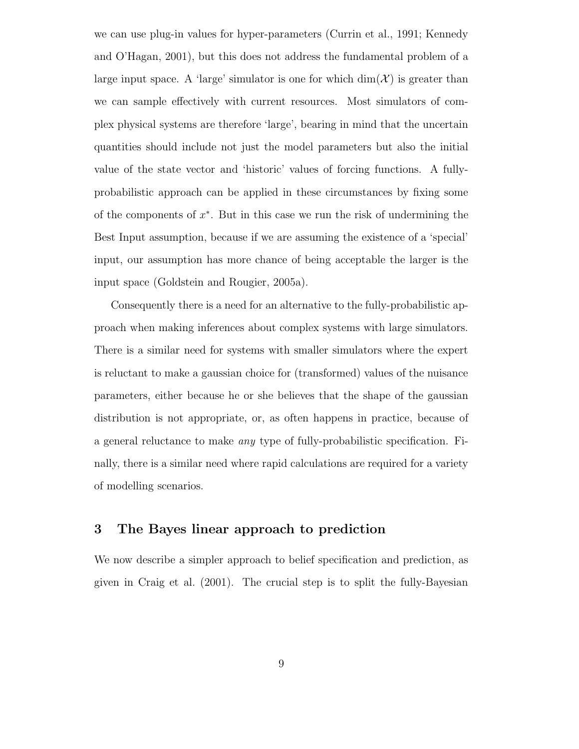we can use plug-in values for hyper-parameters (Currin et al., 1991; Kennedy and O'Hagan, 2001), but this does not address the fundamental problem of a large input space. A 'large' simulator is one for which $\dim(\mathcal{X})$ is greater than we can sample effectively with current resources. Most simulators of complex physical systems are therefore 'large', bearing in mind that the uncertain quantities should include not just the model parameters but also the initial value of the state vector and 'historic' values of forcing functions. A fully-probabilistic approach can be applied in these circumstances by fixing some of the components of $x^*$. But in this case we run the risk of undermining the Best Input assumption, because if we are assuming the existence of a 'special' input, our assumption has more chance of being acceptable the larger is the input space (Goldstein and Rougier, 2005a).

Consequently there is a need for an alternative to the fully-probabilistic approach when making inferences about complex systems with large simulators. There is a similar need for systems with smaller simulators where the expert is reluctant to make a gaussian choice for (transformed) values of the nuisance parameters, either because he or she believes that the shape of the gaussian distribution is not appropriate, or, as often happens in practice, because of a general reluctance to make *any* type of fully-probabilistic specification. Finally, there is a similar need where rapid calculations are required for a variety of modelling scenarios.

## 3 The Bayes linear approach to prediction

We now describe a simpler approach to belief specification and prediction, as given in Craig et al. (2001). The crucial step is to split the fully-Bayesian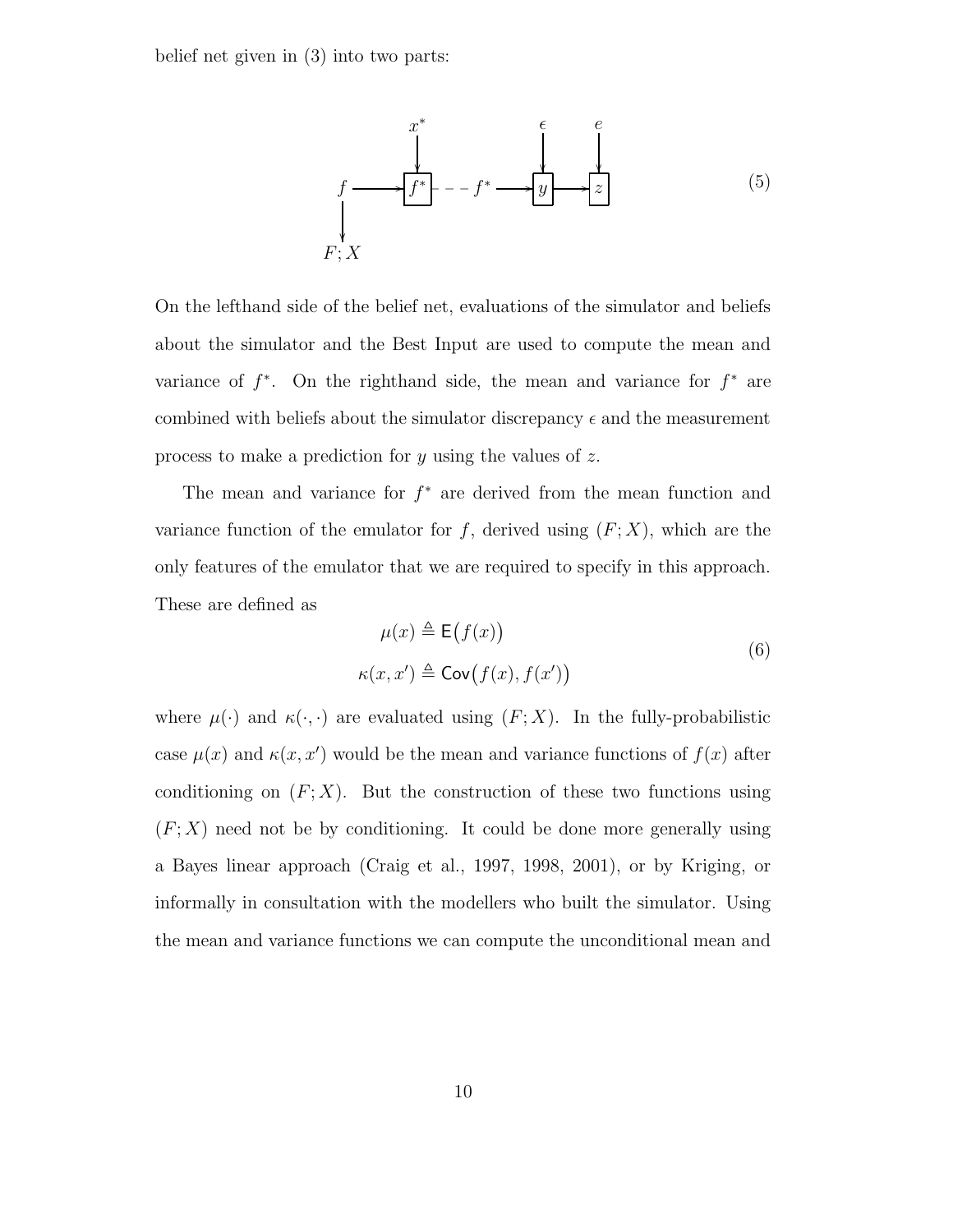belief net given in (3) into two parts:

$$
\begin{array}{ccccccccc}
 & & x^* & & & & \epsilon & & e \\
 & & \downarrow & & & & \downarrow & & \downarrow \\
f & \longrightarrow & \boxed{f^*} & - - - & f^* & \longrightarrow & \boxed{y} & \longrightarrow & \boxed{z} \\
\downarrow & & & & & & & & \\
F;X & & & & & & & &
\end{array}
\tag{5}
$$

On the lefthand side of the belief net, evaluations of the simulator and beliefs about the simulator and the Best Input are used to compute the mean and variance of $f^*$. On the righthand side, the mean and variance for $f^*$ are combined with beliefs about the simulator discrepancy $\epsilon$ and the measurement process to make a prediction for $y$ using the values of $z$.

The mean and variance for $f^*$ are derived from the mean function and variance function of the emulator for $f$, derived using $(F; X)$, which are the only features of the emulator that we are required to specify in this approach. These are defined as

$$
\begin{aligned}
\mu(x) &\triangleq \mathsf{E}\big(f(x)\big) \\
\kappa(x, x') &\triangleq \mathsf{Cov}\big(f(x), f(x')\big)
\end{aligned}
\tag{6}
$$

where $\mu(\cdot)$ and $\kappa(\cdot, \cdot)$ are evaluated using $(F; X)$. In the fully-probabilistic case $\mu(x)$ and $\kappa(x, x')$ would be the mean and variance functions of $f(x)$ after conditioning on $(F; X)$. But the construction of these two functions using $(F; X)$ need not be by conditioning. It could be done more generally using a Bayes linear approach (Craig et al., 1997, 1998, 2001), or by Kriging, or informally in consultation with the modellers who built the simulator. Using the mean and variance functions we can compute the unconditional mean and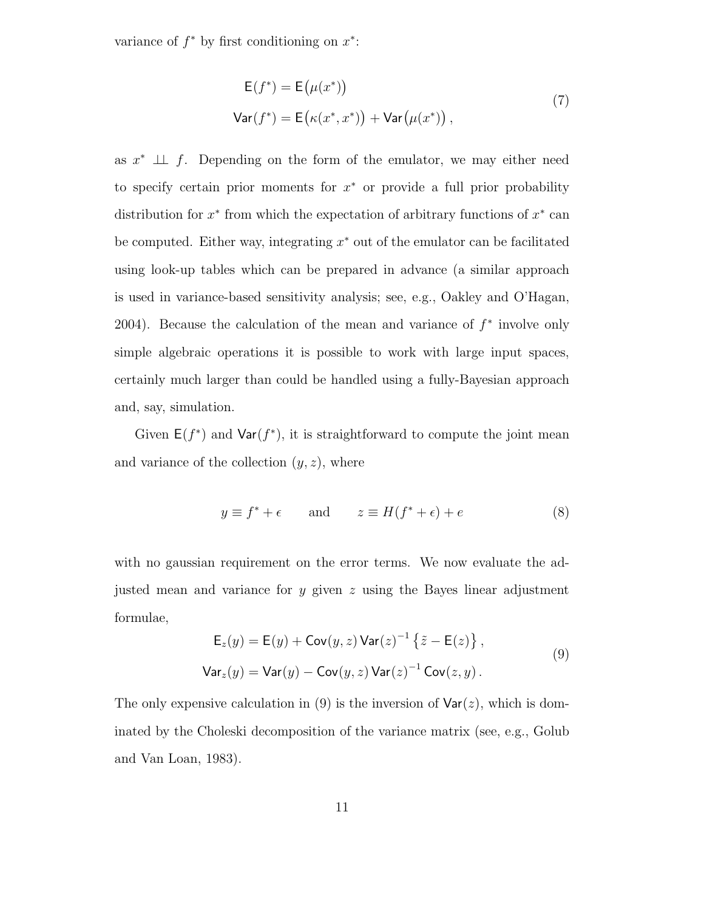variance of $f^*$ by first conditioning on $x^*$:

$$
\begin{aligned}
\mathsf{E}(f^*) &= \mathsf{E}\big(\mu(x^*)\big) \\
\mathsf{Var}(f^*) &= \mathsf{E}\big(\kappa(x^*, x^*)\big) + \mathsf{Var}\big(\mu(x^*)\big)\,,
\end{aligned}
\tag{7}
$$

as $x^* \perp\!\!\!\perp f$. Depending on the form of the emulator, we may either need to specify certain prior moments for $x^*$ or provide a full prior probability distribution for $x^*$ from which the expectation of arbitrary functions of $x^*$ can be computed. Either way, integrating $x^*$ out of the emulator can be facilitated using look-up tables which can be prepared in advance (a similar approach is used in variance-based sensitivity analysis; see, e.g., Oakley and O'Hagan, 2004). Because the calculation of the mean and variance of $f^*$ involve only simple algebraic operations it is possible to work with large input spaces, certainly much larger than could be handled using a fully-Bayesian approach and, say, simulation.

Given $\mathsf{E}(f^*)$ and $\mathsf{Var}(f^*)$, it is straightforward to compute the joint mean and variance of the collection $(y, z)$, where

$$
y \equiv f^* + \epsilon \qquad \text{and} \qquad z \equiv H(f^* + \epsilon) + e \tag{8}
$$

with no gaussian requirement on the error terms. We now evaluate the adjusted mean and variance for $y$ given $z$ using the Bayes linear adjustment formulae,

$$
\begin{aligned}
\mathsf{E}_z(y) &= \mathsf{E}(y) + \mathsf{Cov}(y, z)\,\mathsf{Var}(z)^{-1}\left\{\tilde{z} - \mathsf{E}(z)\right\}, \\
\mathsf{Var}_z(y) &= \mathsf{Var}(y) - \mathsf{Cov}(y, z)\,\mathsf{Var}(z)^{-1}\,\mathsf{Cov}(z, y)\,.
\end{aligned}
\tag{9}
$$

The only expensive calculation in (9) is the inversion of $\mathsf{Var}(z)$, which is dominated by the Choleski decomposition of the variance matrix (see, e.g., Golub and Van Loan, 1983).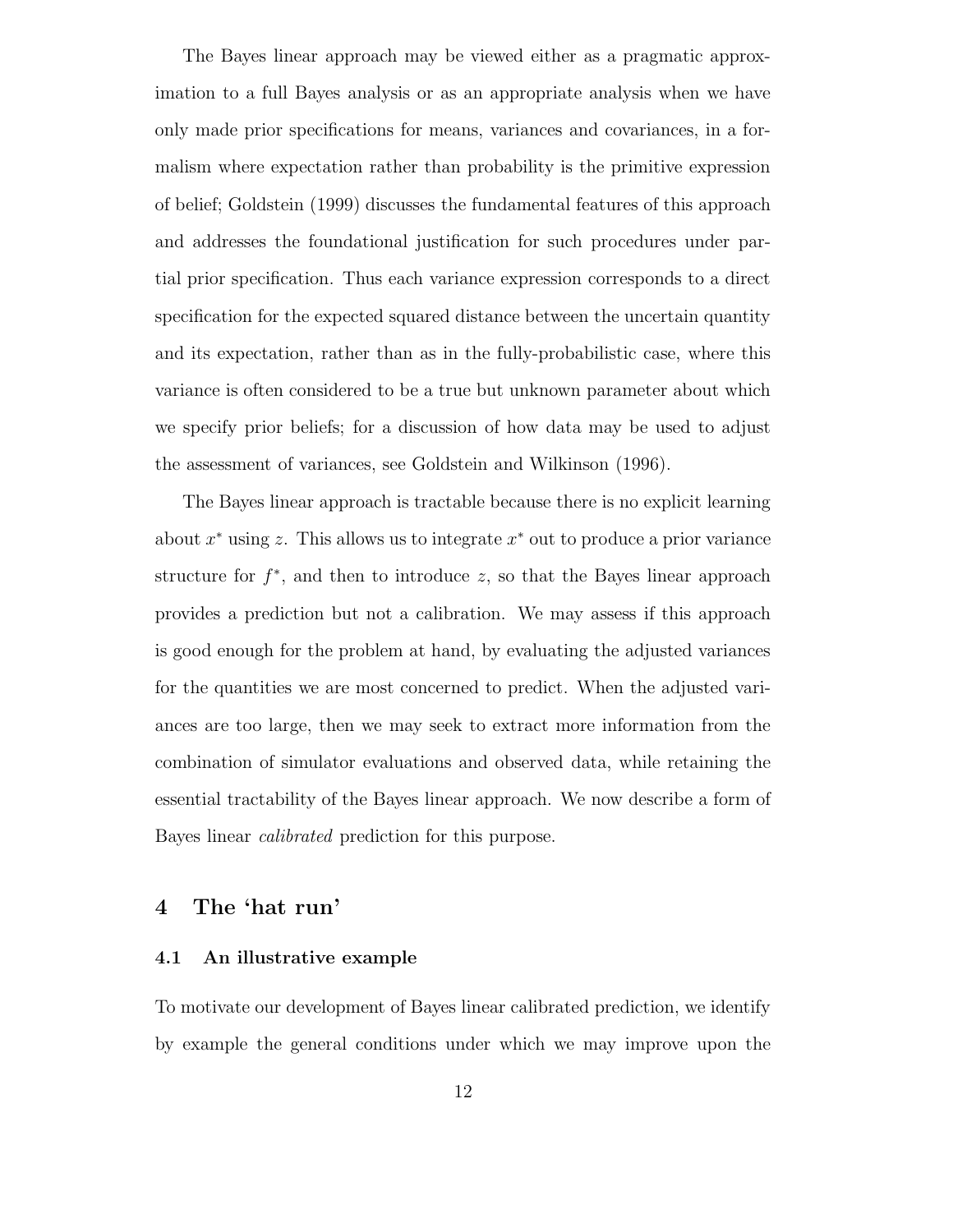The Bayes linear approach may be viewed either as a pragmatic approximation to a full Bayes analysis or as an appropriate analysis when we have only made prior specifications for means, variances and covariances, in a formalism where expectation rather than probability is the primitive expression of belief; Goldstein (1999) discusses the fundamental features of this approach and addresses the foundational justification for such procedures under partial prior specification. Thus each variance expression corresponds to a direct specification for the expected squared distance between the uncertain quantity and its expectation, rather than as in the fully-probabilistic case, where this variance is often considered to be a true but unknown parameter about which we specify prior beliefs; for a discussion of how data may be used to adjust the assessment of variances, see Goldstein and Wilkinson (1996).

The Bayes linear approach is tractable because there is no explicit learning about $x^*$ using $z$. This allows us to integrate $x^*$ out to produce a prior variance structure for $f^*$, and then to introduce $z$, so that the Bayes linear approach provides a prediction but not a calibration. We may assess if this approach is good enough for the problem at hand, by evaluating the adjusted variances for the quantities we are most concerned to predict. When the adjusted variances are too large, then we may seek to extract more information from the combination of simulator evaluations and observed data, while retaining the essential tractability of the Bayes linear approach. We now describe a form of Bayes linear *calibrated* prediction for this purpose.

## 4 The 'hat run'

### 4.1 An illustrative example

To motivate our development of Bayes linear calibrated prediction, we identify by example the general conditions under which we may improve upon the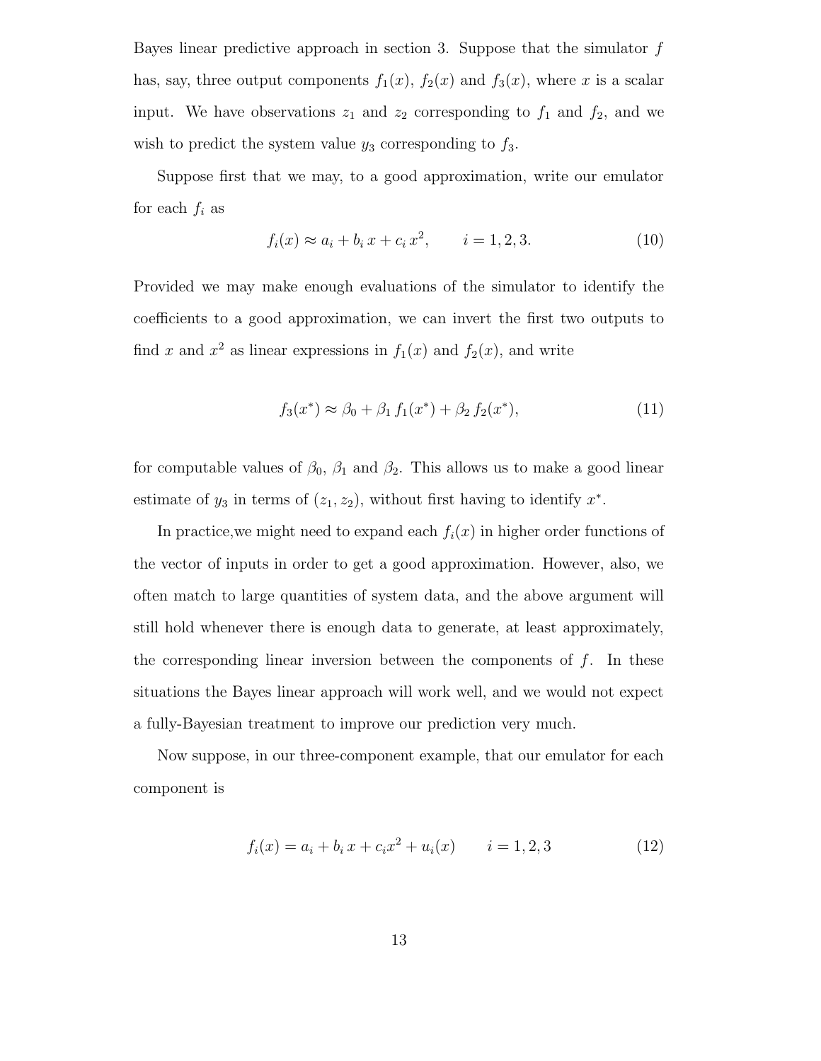Bayes linear predictive approach in section 3. Suppose that the simulator $f$ has, say, three output components $f_1(x)$, $f_2(x)$ and $f_3(x)$, where $x$ is a scalar input. We have observations $z_1$ and $z_2$ corresponding to $f_1$ and $f_2$, and we wish to predict the system value $y_3$ corresponding to $f_3$.

Suppose first that we may, to a good approximation, write our emulator for each $f_i$ as

$$f_i(x) \approx a_i + b_i\, x + c_i\, x^2, \qquad i = 1, 2, 3. \tag{10}$$

Provided we may make enough evaluations of the simulator to identify the coefficients to a good approximation, we can invert the first two outputs to find $x$ and $x^2$ as linear expressions in $f_1(x)$ and $f_2(x)$, and write

$$f_3(x^*) \approx \beta_0 + \beta_1\, f_1(x^*) + \beta_2\, f_2(x^*), \tag{11}$$

for computable values of $\beta_0$, $\beta_1$ and $\beta_2$. This allows us to make a good linear estimate of $y_3$ in terms of $(z_1, z_2)$, without first having to identify $x^*$.

In practice,we might need to expand each $f_i(x)$ in higher order functions of the vector of inputs in order to get a good approximation. However, also, we often match to large quantities of system data, and the above argument will still hold whenever there is enough data to generate, at least approximately, the corresponding linear inversion between the components of $f$. In these situations the Bayes linear approach will work well, and we would not expect a fully-Bayesian treatment to improve our prediction very much.

Now suppose, in our three-component example, that our emulator for each component is

$$f_i(x) = a_i + b_i\, x + c_i x^2 + u_i(x) \qquad i = 1, 2, 3 \tag{12}$$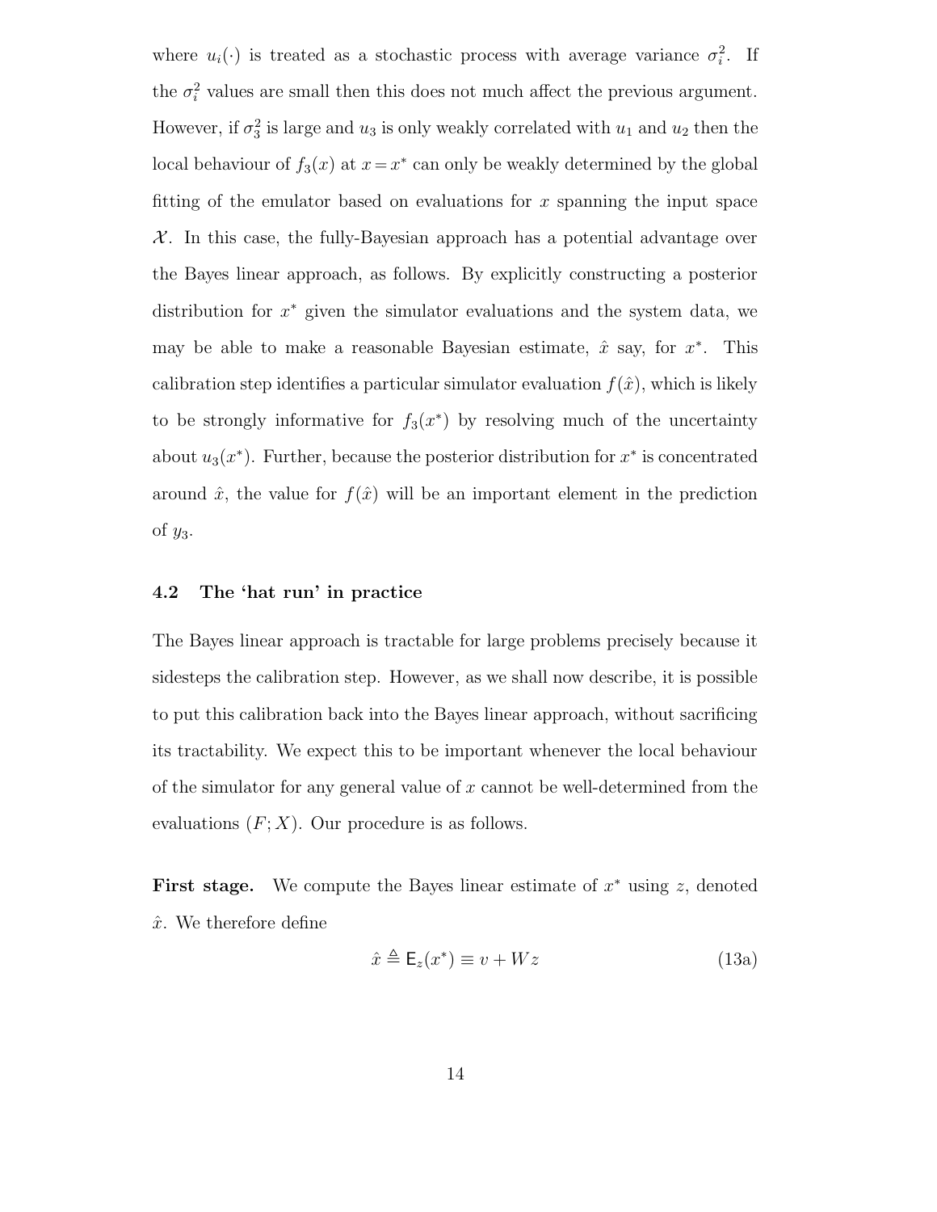where $u_i(\cdot)$ is treated as a stochastic process with average variance $\sigma_i^2$. If the $\sigma_i^2$ values are small then this does not much affect the previous argument. However, if $\sigma_3^2$ is large and $u_3$ is only weakly correlated with $u_1$ and $u_2$ then the local behaviour of $f_3(x)$ at $x = x^*$ can only be weakly determined by the global fitting of the emulator based on evaluations for $x$ spanning the input space $\mathcal{X}$. In this case, the fully-Bayesian approach has a potential advantage over the Bayes linear approach, as follows. By explicitly constructing a posterior distribution for $x^*$ given the simulator evaluations and the system data, we may be able to make a reasonable Bayesian estimate, $\hat{x}$ say, for $x^*$. This calibration step identifies a particular simulator evaluation $f(\hat{x})$, which is likely to be strongly informative for $f_3(x^*)$ by resolving much of the uncertainty about $u_3(x^*)$. Further, because the posterior distribution for $x^*$ is concentrated around $\hat{x}$, the value for $f(\hat{x})$ will be an important element in the prediction of $y_3$.

### 4.2 The 'hat run' in practice

The Bayes linear approach is tractable for large problems precisely because it sidesteps the calibration step. However, as we shall now describe, it is possible to put this calibration back into the Bayes linear approach, without sacrificing its tractability. We expect this to be important whenever the local behaviour of the simulator for any general value of $x$ cannot be well-determined from the evaluations $(F; X)$. Our procedure is as follows.

**First stage.** We compute the Bayes linear estimate of $x^*$ using $z$, denoted $\hat{x}$. We therefore define

$$\hat{x} \triangleq \mathsf{E}_z(x^*) \equiv v + Wz \tag{13a}$$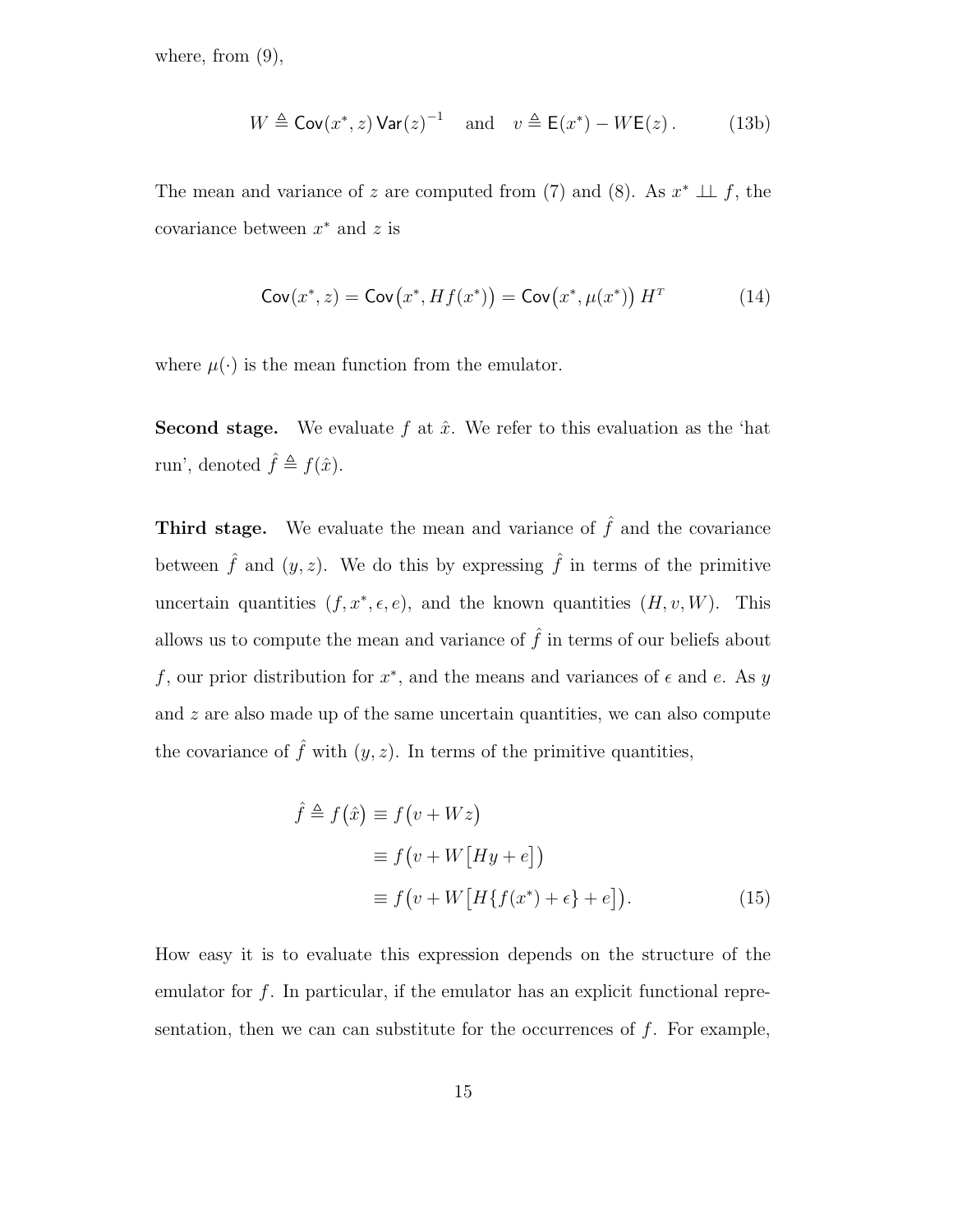where, from (9),

$$W \triangleq \mathsf{Cov}(x^*, z)\, \mathsf{Var}(z)^{-1} \quad \text{and} \quad v \triangleq \mathsf{E}(x^*) - W\mathsf{E}(z)\,. \tag{13b}$$

The mean and variance of $z$ are computed from (7) and (8). As $x^* \perp\!\!\!\perp f$, the covariance between $x^*$ and $z$ is

$$\mathsf{Cov}(x^*, z) = \mathsf{Cov}\big(x^*, Hf(x^*)\big) = \mathsf{Cov}\big(x^*, \mu(x^*)\big)\, H^T \tag{14}$$

where $\mu(\cdot)$ is the mean function from the emulator.

**Second stage.** We evaluate $f$ at $\hat{x}$. We refer to this evaluation as the 'hat run', denoted $\hat{f} \triangleq f(\hat{x})$.

**Third stage.** We evaluate the mean and variance of $\hat{f}$ and the covariance between $\hat{f}$ and $(y, z)$. We do this by expressing $\hat{f}$ in terms of the primitive uncertain quantities $(f, x^*, \epsilon, e)$, and the known quantities $(H, v, W)$. This allows us to compute the mean and variance of $\hat{f}$ in terms of our beliefs about $f$, our prior distribution for $x^*$, and the means and variances of $\epsilon$ and $e$. As $y$ and $z$ are also made up of the same uncertain quantities, we can also compute the covariance of $\hat{f}$ with $(y, z)$. In terms of the primitive quantities,

$$\begin{aligned}
\hat{f} \triangleq f\big(\hat{x}\big) &\equiv f\big(v + Wz\big) \\
&\equiv f\big(v + W\big[Hy + e\big]\big) \\
&\equiv f\big(v + W\big[H\{f(x^*) + \epsilon\} + e\big]\big).
\end{aligned} \tag{15}$$

How easy it is to evaluate this expression depends on the structure of the emulator for $f$. In particular, if the emulator has an explicit functional representation, then we can can substitute for the occurrences of $f$. For example,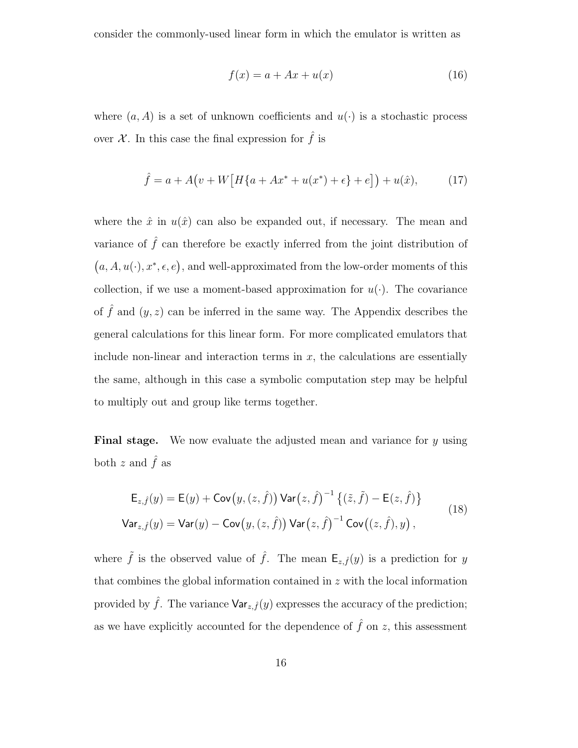consider the commonly-used linear form in which the emulator is written as

$$f(x) = a + Ax + u(x) \tag{16}$$

where $(a, A)$ is a set of unknown coefficients and $u(\cdot)$ is a stochastic process over $\mathcal{X}$. In this case the final expression for $\hat{f}$ is

$$\hat{f} = a + A\big(v + W\big[H\{a + Ax^* + u(x^*) + \epsilon\} + e\big]\big) + u(\hat{x}), \tag{17}$$

where the $\hat{x}$ in $u(\hat{x})$ can also be expanded out, if necessary. The mean and variance of $\hat{f}$ can therefore be exactly inferred from the joint distribution of $\big(a, A, u(\cdot), x^*, \epsilon, e\big)$, and well-approximated from the low-order moments of this collection, if we use a moment-based approximation for $u(\cdot)$. The covariance of $\hat{f}$ and $(y, z)$ can be inferred in the same way. The Appendix describes the general calculations for this linear form. For more complicated emulators that include non-linear and interaction terms in $x$, the calculations are essentially the same, although in this case a symbolic computation step may be helpful to multiply out and group like terms together.

**Final stage.** We now evaluate the adjusted mean and variance for $y$ using both $z$ and $\hat{f}$ as

$$\begin{aligned}
\mathsf{E}_{z,\hat{f}}(y) &= \mathsf{E}(y) + \mathsf{Cov}\big(y, (z, \hat{f})\big)\,\mathsf{Var}\big(z, \hat{f}\big)^{-1}\big\{(\tilde{z}, \tilde{f}) - \mathsf{E}(z, \hat{f})\big\} \\
\mathsf{Var}_{z,\hat{f}}(y) &= \mathsf{Var}(y) - \mathsf{Cov}\big(y, (z, \hat{f})\big)\,\mathsf{Var}\big(z, \hat{f}\big)^{-1}\,\mathsf{Cov}\big((z, \hat{f}), y\big),
\end{aligned} \tag{18}$$

where $\tilde{f}$ is the observed value of $\hat{f}$. The mean $\mathsf{E}_{z,\hat{f}}(y)$ is a prediction for $y$ that combines the global information contained in $z$ with the local information provided by $\hat{f}$. The variance $\mathsf{Var}_{z,\hat{f}}(y)$ expresses the accuracy of the prediction; as we have explicitly accounted for the dependence of $\hat{f}$ on $z$, this assessment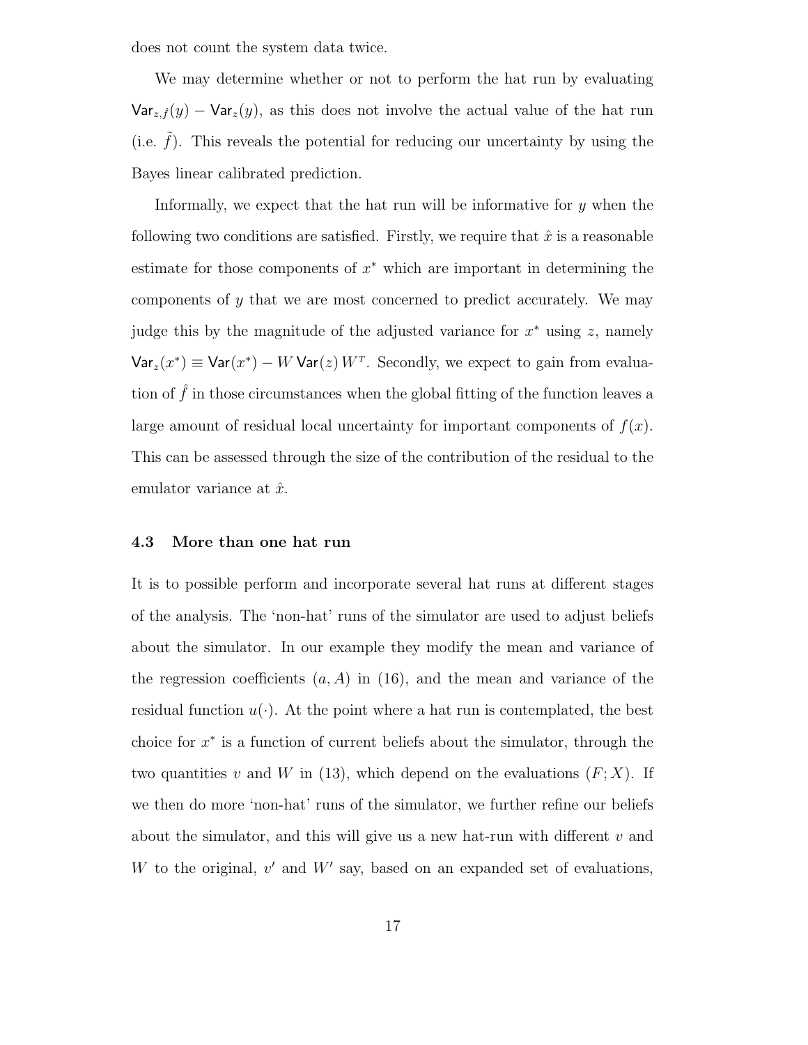does not count the system data twice.

We may determine whether or not to perform the hat run by evaluating $\mathsf{Var}_{z,\hat{f}}(y) - \mathsf{Var}_z(y)$, as this does not involve the actual value of the hat run (i.e. $\tilde{f}$). This reveals the potential for reducing our uncertainty by using the Bayes linear calibrated prediction.

Informally, we expect that the hat run will be informative for $y$ when the following two conditions are satisfied. Firstly, we require that $\hat{x}$ is a reasonable estimate for those components of $x^*$ which are important in determining the components of $y$ that we are most concerned to predict accurately. We may judge this by the magnitude of the adjusted variance for $x^*$ using $z$, namely $\mathsf{Var}_z(x^*) \equiv \mathsf{Var}(x^*) - W\,\mathsf{Var}(z)\,W^T$. Secondly, we expect to gain from evaluation of $\hat{f}$ in those circumstances when the global fitting of the function leaves a large amount of residual local uncertainty for important components of $f(x)$. This can be assessed through the size of the contribution of the residual to the emulator variance at $\hat{x}$.

### 4.3 More than one hat run

It is to possible perform and incorporate several hat runs at different stages of the analysis. The 'non-hat' runs of the simulator are used to adjust beliefs about the simulator. In our example they modify the mean and variance of the regression coefficients $(a, A)$ in (16), and the mean and variance of the residual function $u(\cdot)$. At the point where a hat run is contemplated, the best choice for $x^*$ is a function of current beliefs about the simulator, through the two quantities $v$ and $W$ in (13), which depend on the evaluations $(F; X)$. If we then do more 'non-hat' runs of the simulator, we further refine our beliefs about the simulator, and this will give us a new hat-run with different $v$ and $W$ to the original, $v'$ and $W'$ say, based on an expanded set of evaluations,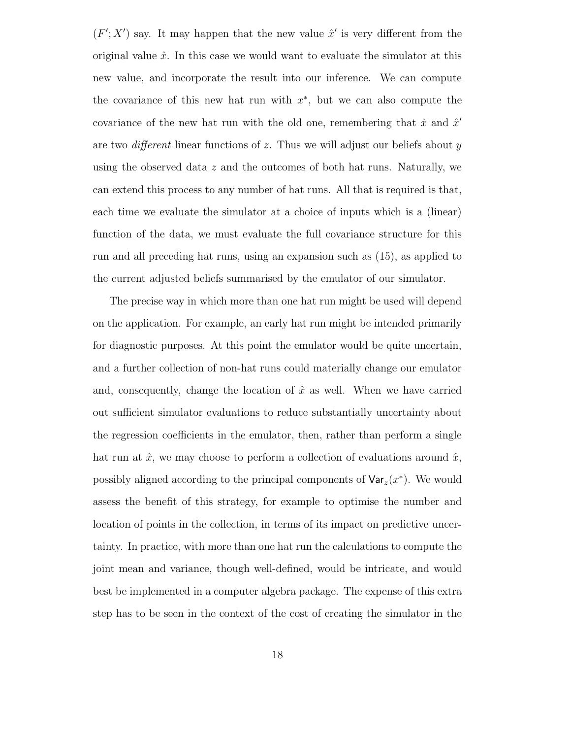$(F'; X')$ say. It may happen that the new value $\hat{x}'$ is very different from the original value $\hat{x}$. In this case we would want to evaluate the simulator at this new value, and incorporate the result into our inference. We can compute the covariance of this new hat run with $x^*$, but we can also compute the covariance of the new hat run with the old one, remembering that $\hat{x}$ and $\hat{x}'$ are two *different* linear functions of $z$. Thus we will adjust our beliefs about $y$ using the observed data $z$ and the outcomes of both hat runs. Naturally, we can extend this process to any number of hat runs. All that is required is that, each time we evaluate the simulator at a choice of inputs which is a (linear) function of the data, we must evaluate the full covariance structure for this run and all preceding hat runs, using an expansion such as (15), as applied to the current adjusted beliefs summarised by the emulator of our simulator.

The precise way in which more than one hat run might be used will depend on the application. For example, an early hat run might be intended primarily for diagnostic purposes. At this point the emulator would be quite uncertain, and a further collection of non-hat runs could materially change our emulator and, consequently, change the location of $\hat{x}$ as well. When we have carried out sufficient simulator evaluations to reduce substantially uncertainty about the regression coefficients in the emulator, then, rather than perform a single hat run at $\hat{x}$, we may choose to perform a collection of evaluations around $\hat{x}$, possibly aligned according to the principal components of $\mathsf{Var}_z(x^*)$. We would assess the benefit of this strategy, for example to optimise the number and location of points in the collection, in terms of its impact on predictive uncertainty. In practice, with more than one hat run the calculations to compute the joint mean and variance, though well-defined, would be intricate, and would best be implemented in a computer algebra package. The expense of this extra step has to be seen in the context of the cost of creating the simulator in the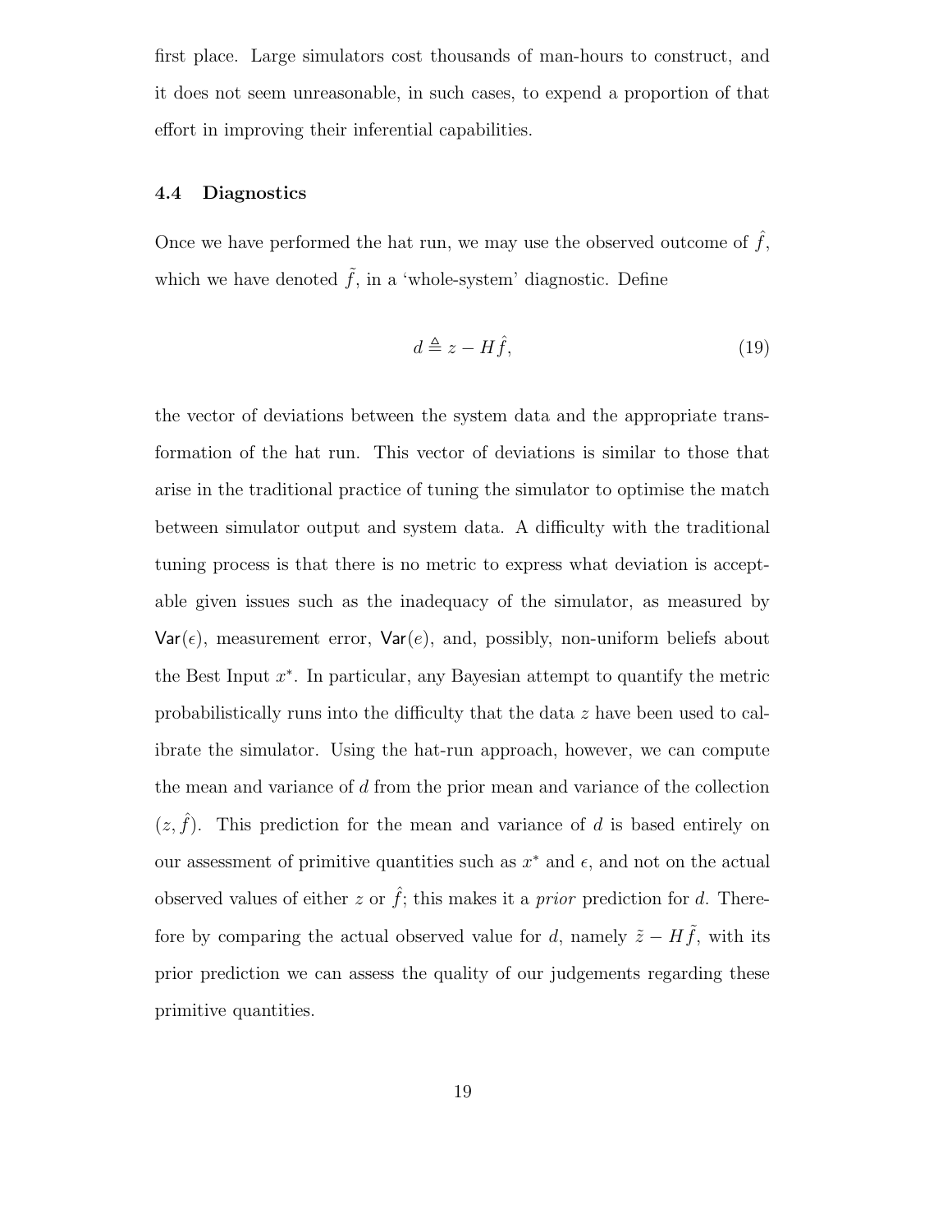first place. Large simulators cost thousands of man-hours to construct, and it does not seem unreasonable, in such cases, to expend a proportion of that effort in improving their inferential capabilities.

### 4.4 Diagnostics

Once we have performed the hat run, we may use the observed outcome of $\hat{f}$, which we have denoted $\tilde{f}$, in a 'whole-system' diagnostic. Define

$$d \triangleq z - H\hat{f}, \tag{19}$$

the vector of deviations between the system data and the appropriate transformation of the hat run. This vector of deviations is similar to those that arise in the traditional practice of tuning the simulator to optimise the match between simulator output and system data. A difficulty with the traditional tuning process is that there is no metric to express what deviation is acceptable given issues such as the inadequacy of the simulator, as measured by $\mathsf{Var}(\epsilon)$, measurement error, $\mathsf{Var}(e)$, and, possibly, non-uniform beliefs about the Best Input $x^*$. In particular, any Bayesian attempt to quantify the metric probabilistically runs into the difficulty that the data $z$ have been used to calibrate the simulator. Using the hat-run approach, however, we can compute the mean and variance of $d$ from the prior mean and variance of the collection $(z, \hat{f})$. This prediction for the mean and variance of $d$ is based entirely on our assessment of primitive quantities such as $x^*$ and $\epsilon$, and not on the actual observed values of either $z$ or $\hat{f}$; this makes it a *prior* prediction for $d$. Therefore by comparing the actual observed value for $d$, namely $\tilde{z} - H\tilde{f}$, with its prior prediction we can assess the quality of our judgements regarding these primitive quantities.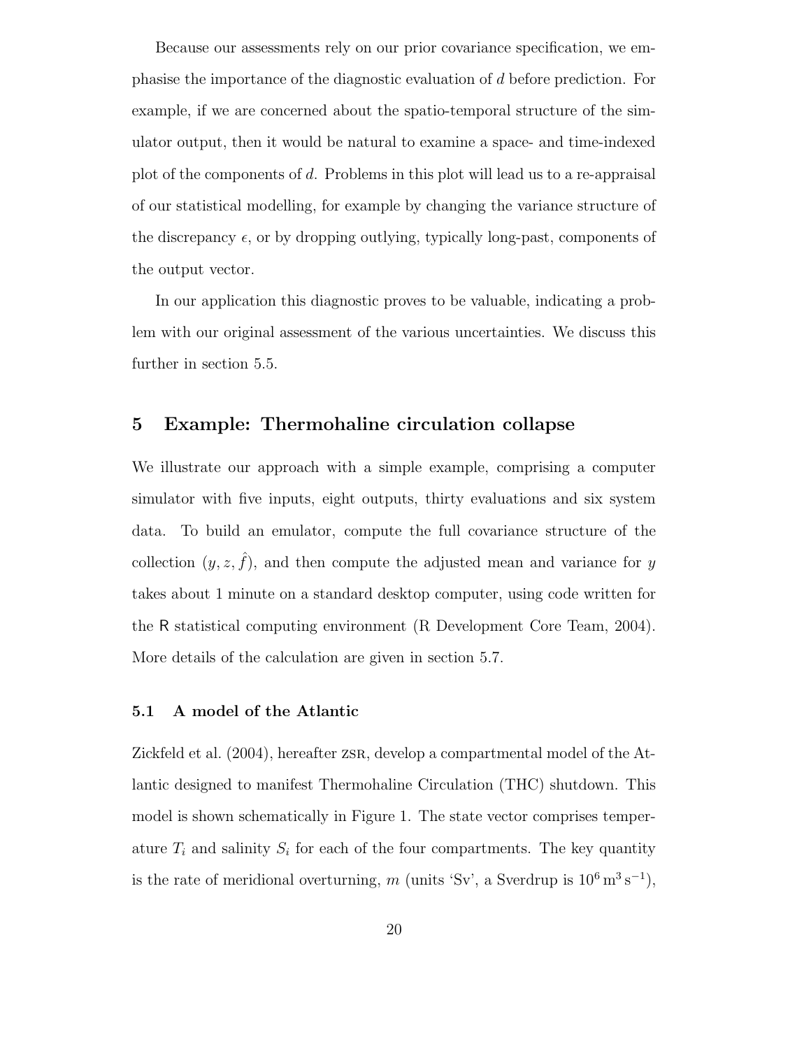Because our assessments rely on our prior covariance specification, we emphasise the importance of the diagnostic evaluation of $d$ before prediction. For example, if we are concerned about the spatio-temporal structure of the simulator output, then it would be natural to examine a space- and time-indexed plot of the components of $d$. Problems in this plot will lead us to a re-appraisal of our statistical modelling, for example by changing the variance structure of the discrepancy $\epsilon$, or by dropping outlying, typically long-past, components of the output vector.

In our application this diagnostic proves to be valuable, indicating a problem with our original assessment of the various uncertainties. We discuss this further in section 5.5.

## 5 Example: Thermohaline circulation collapse

We illustrate our approach with a simple example, comprising a computer simulator with five inputs, eight outputs, thirty evaluations and six system data. To build an emulator, compute the full covariance structure of the collection $(y, z, \hat{f})$, and then compute the adjusted mean and variance for $y$ takes about 1 minute on a standard desktop computer, using code written for the R statistical computing environment (R Development Core Team, 2004). More details of the calculation are given in section 5.7.

### 5.1 A model of the Atlantic

Zickfeld et al. (2004), hereafter ZSR, develop a compartmental model of the Atlantic designed to manifest Thermohaline Circulation (THC) shutdown. This model is shown schematically in Figure 1. The state vector comprises temperature $T_i$ and salinity $S_i$ for each of the four compartments. The key quantity is the rate of meridional overturning, $m$ (units 'Sv', a Sverdrup is $10^6\,\mathrm{m}^3\,\mathrm{s}^{-1}$),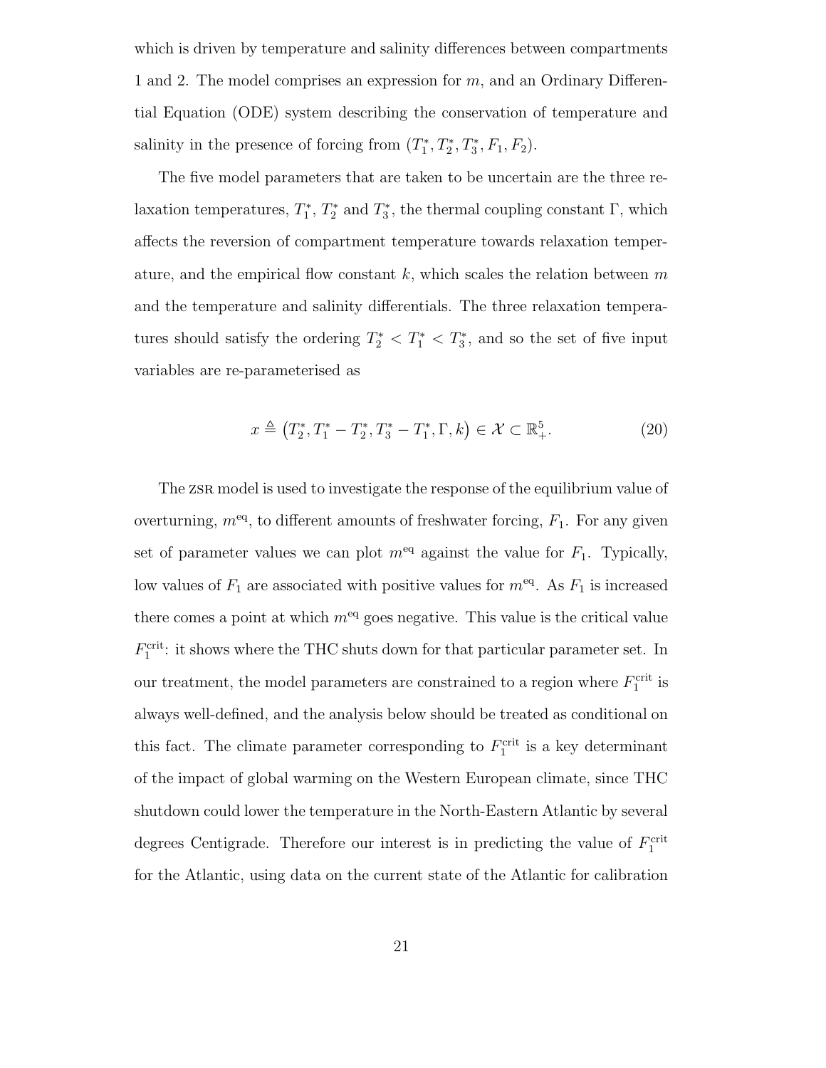which is driven by temperature and salinity differences between compartments 1 and 2. The model comprises an expression for $m$, and an Ordinary Differential Equation (ODE) system describing the conservation of temperature and salinity in the presence of forcing from $(T_1^*, T_2^*, T_3^*, F_1, F_2)$.

The five model parameters that are taken to be uncertain are the three relaxation temperatures, $T_1^*$, $T_2^*$ and $T_3^*$, the thermal coupling constant $\Gamma$, which affects the reversion of compartment temperature towards relaxation temperature, and the empirical flow constant $k$, which scales the relation between $m$ and the temperature and salinity differentials. The three relaxation temperatures should satisfy the ordering $T_2^* < T_1^* < T_3^*$, and so the set of five input variables are re-parameterised as

$$x \triangleq \left(T_2^*, T_1^* - T_2^*, T_3^* - T_1^*, \Gamma, k\right) \in \mathcal{X} \subset \mathbb{R}_+^5. \tag{20}$$

The ZSR model is used to investigate the response of the equilibrium value of overturning, $m^{\text{eq}}$, to different amounts of freshwater forcing, $F_1$. For any given set of parameter values we can plot $m^{\text{eq}}$ against the value for $F_1$. Typically, low values of $F_1$ are associated with positive values for $m^{\text{eq}}$. As $F_1$ is increased there comes a point at which $m^{\text{eq}}$ goes negative. This value is the critical value $F_1^{\text{crit}}$: it shows where the THC shuts down for that particular parameter set. In our treatment, the model parameters are constrained to a region where $F_1^{\text{crit}}$ is always well-defined, and the analysis below should be treated as conditional on this fact. The climate parameter corresponding to $F_1^{\text{crit}}$ is a key determinant of the impact of global warming on the Western European climate, since THC shutdown could lower the temperature in the North-Eastern Atlantic by several degrees Centigrade. Therefore our interest is in predicting the value of $F_1^{\text{crit}}$ for the Atlantic, using data on the current state of the Atlantic for calibration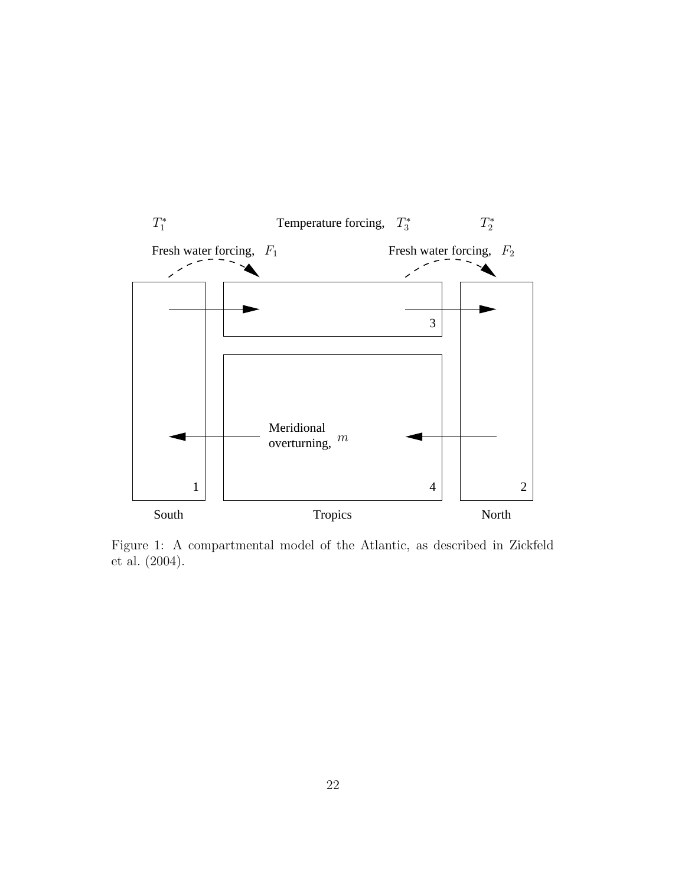Figure 1: A compartmental model of the Atlantic, as described in Zickfeld et al. (2004).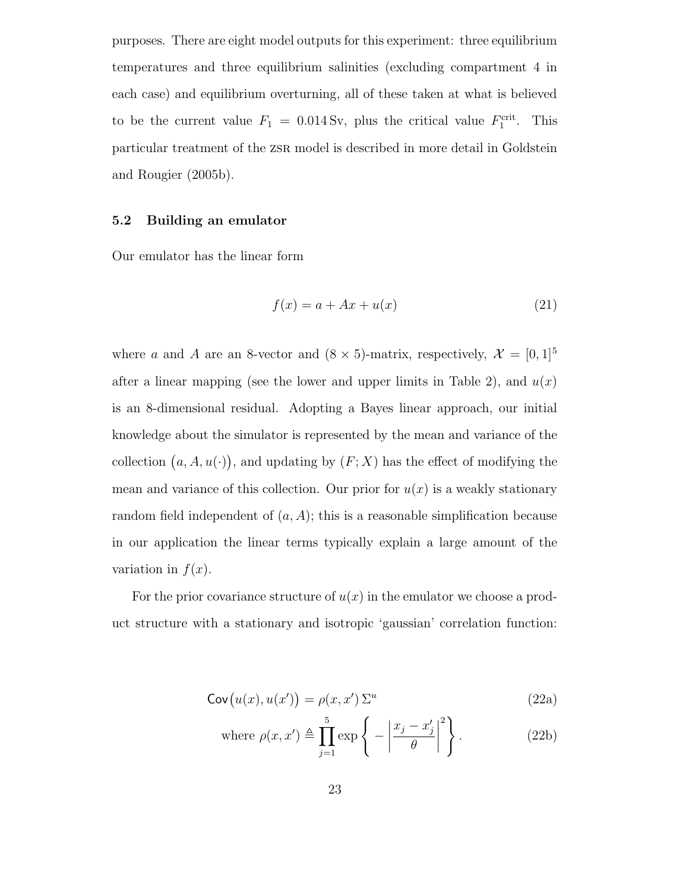purposes. There are eight model outputs for this experiment: three equilibrium temperatures and three equilibrium salinities (excluding compartment 4 in each case) and equilibrium overturning, all of these taken at what is believed to be the current value $F_1 = 0.014\,\text{Sv}$, plus the critical value $F_1^{\text{crit}}$. This particular treatment of the ZSR model is described in more detail in Goldstein and Rougier (2005b).

### 5.2 Building an emulator

Our emulator has the linear form

$$f(x) = a + Ax + u(x) \tag{21}$$

where $a$ and $A$ are an 8-vector and $(8 \times 5)$-matrix, respectively, $\mathcal{X} = [0, 1]^5$ after a linear mapping (see the lower and upper limits in Table 2), and $u(x)$ is an 8-dimensional residual. Adopting a Bayes linear approach, our initial knowledge about the simulator is represented by the mean and variance of the collection $\big(a, A, u(\cdot)\big)$, and updating by $(F; X)$ has the effect of modifying the mean and variance of this collection. Our prior for $u(x)$ is a weakly stationary random field independent of $(a, A)$; this is a reasonable simplification because in our application the linear terms typically explain a large amount of the variation in $f(x)$.

For the prior covariance structure of $u(x)$ in the emulator we choose a product structure with a stationary and isotropic 'gaussian' correlation function:

$$\mathsf{Cov}\big(u(x), u(x')\big) = \rho(x, x')\, \Sigma^u \tag{22a}$$

$$\text{where } \rho(x, x') \triangleq \prod_{j=1}^{5} \exp\left\{ - \left| \frac{x_j - x_j'}{\theta} \right|^2 \right\}. \tag{22b}$$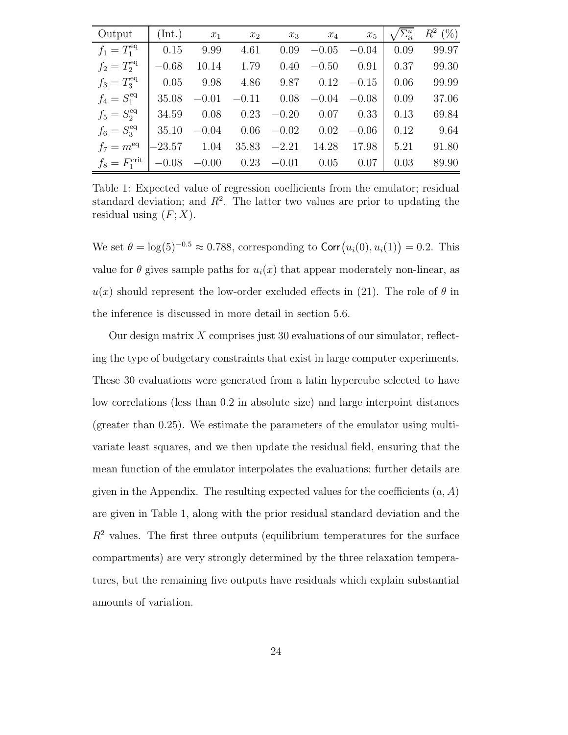| Output | (Int.) | $x_1$ | $x_2$ | $x_3$ | $x_4$ | $x_5$ | $\sqrt{\Sigma^u_{ii}}$ | $R^2$ (%) |
|---|---|---|---|---|---|---|---|---|
| $f_1 = T_1^{\text{eq}}$ | 0.15 | 9.99 | 4.61 | 0.09 | −0.05 | −0.04 | 0.09 | 99.97 |
| $f_2 = T_2^{\text{eq}}$ | −0.68 | 10.14 | 1.79 | 0.40 | −0.50 | 0.91 | 0.37 | 99.30 |
| $f_3 = T_3^{\text{eq}}$ | 0.05 | 9.98 | 4.86 | 9.87 | 0.12 | −0.15 | 0.06 | 99.99 |
| $f_4 = S_1^{\text{eq}}$ | 35.08 | −0.01 | −0.11 | 0.08 | −0.04 | −0.08 | 0.09 | 37.06 |
| $f_5 = S_2^{\text{eq}}$ | 34.59 | 0.08 | 0.23 | −0.20 | 0.07 | 0.33 | 0.13 | 69.84 |
| $f_6 = S_3^{\text{eq}}$ | 35.10 | −0.04 | 0.06 | −0.02 | 0.02 | −0.06 | 0.12 | 9.64 |
| $f_7 = m^{\text{eq}}$ | −23.57 | 1.04 | 35.83 | −2.21 | 14.28 | 17.98 | 5.21 | 91.80 |
| $f_8 = F_1^{\text{crit}}$ | −0.08 | −0.00 | 0.23 | −0.01 | 0.05 | 0.07 | 0.03 | 89.90 |

Table 1: Expected value of regression coefficients from the emulator; residual standard deviation; and $R^2$. The latter two values are prior to updating the residual using $(F; X)$.

We set $\theta = \log(5)^{-0.5} \approx 0.788$, corresponding to $\mathsf{Corr}\big(u_i(0), u_i(1)\big) = 0.2$. This value for $\theta$ gives sample paths for $u_i(x)$ that appear moderately non-linear, as $u(x)$ should represent the low-order excluded effects in (21). The role of $\theta$ in the inference is discussed in more detail in section 5.6.

Our design matrix $X$ comprises just 30 evaluations of our simulator, reflecting the type of budgetary constraints that exist in large computer experiments. These 30 evaluations were generated from a latin hypercube selected to have low correlations (less than 0.2 in absolute size) and large interpoint distances (greater than 0.25). We estimate the parameters of the emulator using multivariate least squares, and we then update the residual field, ensuring that the mean function of the emulator interpolates the evaluations; further details are given in the Appendix. The resulting expected values for the coefficients $(a, A)$ are given in Table 1, along with the prior residual standard deviation and the $R^2$ values. The first three outputs (equilibrium temperatures for the surface compartments) are very strongly determined by the three relaxation temperatures, but the remaining five outputs have residuals which explain substantial amounts of variation.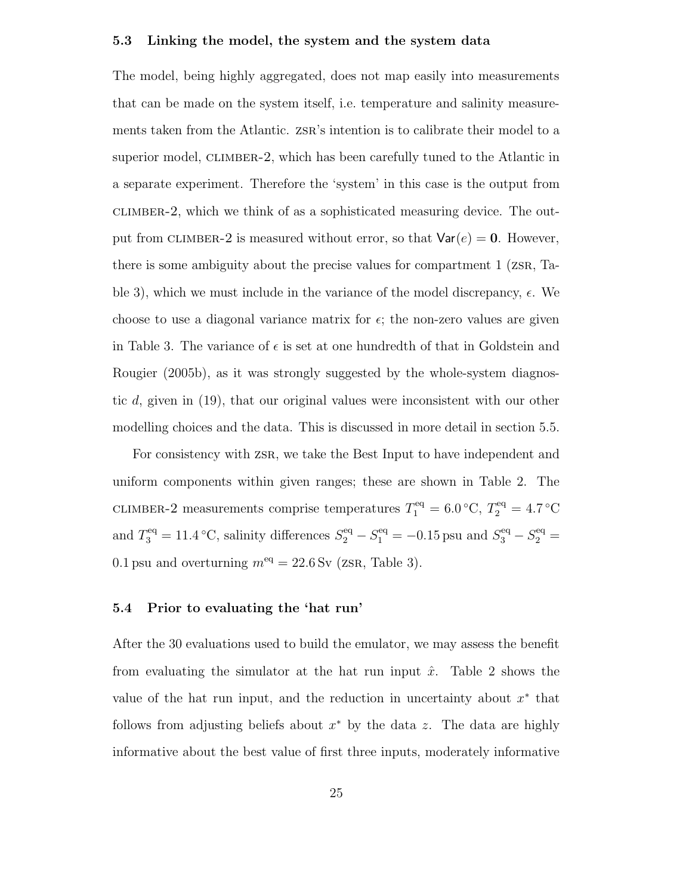### 5.3 Linking the model, the system and the system data

The model, being highly aggregated, does not map easily into measurements that can be made on the system itself, i.e. temperature and salinity measurements taken from the Atlantic. ZSR's intention is to calibrate their model to a superior model, CLIMBER-2, which has been carefully tuned to the Atlantic in a separate experiment. Therefore the 'system' in this case is the output from CLIMBER-2, which we think of as a sophisticated measuring device. The output from CLIMBER-2 is measured without error, so that $\mathsf{Var}(e) = \mathbf{0}$. However, there is some ambiguity about the precise values for compartment 1 (ZSR, Table 3), which we must include in the variance of the model discrepancy, $\epsilon$. We choose to use a diagonal variance matrix for $\epsilon$; the non-zero values are given in Table 3. The variance of $\epsilon$ is set at one hundredth of that in Goldstein and Rougier (2005b), as it was strongly suggested by the whole-system diagnostic $d$, given in (19), that our original values were inconsistent with our other modelling choices and the data. This is discussed in more detail in section 5.5.

For consistency with ZSR, we take the Best Input to have independent and uniform components within given ranges; these are shown in Table 2. The CLIMBER-2 measurements comprise temperatures $T_1^{\text{eq}} = 6.0\,^\circ\text{C}$, $T_2^{\text{eq}} = 4.7\,^\circ\text{C}$ and $T_3^{\text{eq}} = 11.4\,^\circ\text{C}$, salinity differences $S_2^{\text{eq}} - S_1^{\text{eq}} = -0.15\,\text{psu}$ and $S_3^{\text{eq}} - S_2^{\text{eq}} = 0.1\,\text{psu}$ and overturning $m^{\text{eq}} = 22.6\,\text{Sv}$ (ZSR, Table 3).

### 5.4 Prior to evaluating the 'hat run'

After the 30 evaluations used to build the emulator, we may assess the benefit from evaluating the simulator at the hat run input $\hat{x}$. Table 2 shows the value of the hat run input, and the reduction in uncertainty about $x^*$ that follows from adjusting beliefs about $x^*$ by the data $z$. The data are highly informative about the best value of first three inputs, moderately informative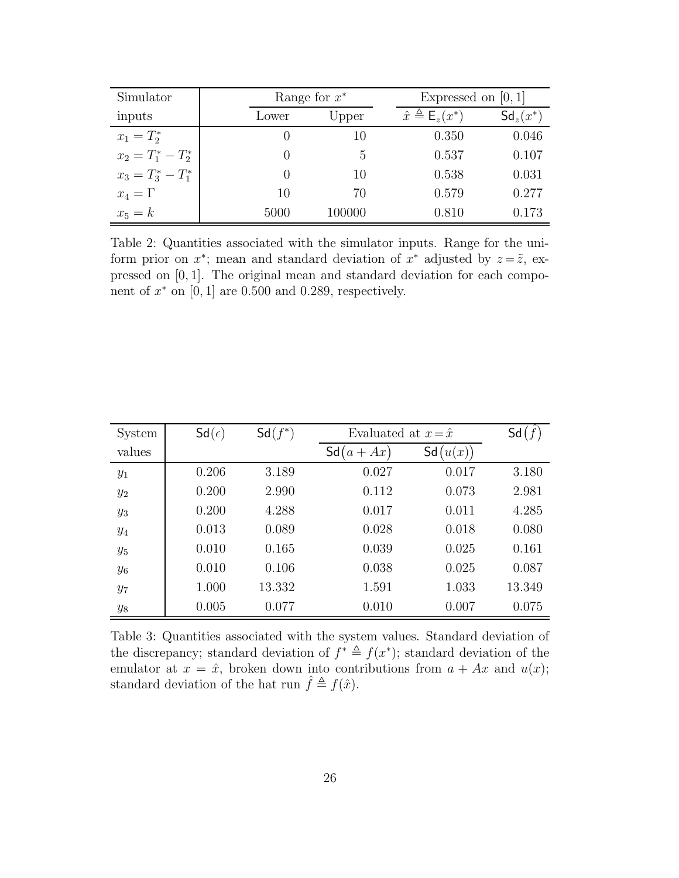| Simulator | Range for $x^*$ | | Expressed on $[0,1]$ | |
|---|---|---|---|---|
| inputs | Lower | Upper | $\hat{x} \triangleq \mathsf{E}_z(x^*)$ | $\mathsf{Sd}_z(x^*)$ |
| $x_1 = T_2^*$ | 0 | 10 | 0.350 | 0.046 |
| $x_2 = T_1^* - T_2^*$ | 0 | 5 | 0.537 | 0.107 |
| $x_3 = T_3^* - T_1^*$ | 0 | 10 | 0.538 | 0.031 |
| $x_4 = \Gamma$ | 10 | 70 | 0.579 | 0.277 |
| $x_5 = k$ | 5000 | 100000 | 0.810 | 0.173 |

Table 2: Quantities associated with the simulator inputs. Range for the uniform prior on $x^*$; mean and standard deviation of $x^*$ adjusted by $z = \tilde{z}$, expressed on $[0,1]$. The original mean and standard deviation for each component of $x^*$ on $[0,1]$ are 0.500 and 0.289, respectively.

| System | $\mathsf{Sd}(\epsilon)$ | $\mathsf{Sd}(f^*)$ | Evaluated at $x = \hat{x}$ | | $\mathsf{Sd}(\hat{f})$ |
|---|---|---|---|---|---|
| values | | | $\mathsf{Sd}(a + Ax)$ | $\mathsf{Sd}(u(x))$ | |
| $y_1$ | 0.206 | 3.189 | 0.027 | 0.017 | 3.180 |
| $y_2$ | 0.200 | 2.990 | 0.112 | 0.073 | 2.981 |
| $y_3$ | 0.200 | 4.288 | 0.017 | 0.011 | 4.285 |
| $y_4$ | 0.013 | 0.089 | 0.028 | 0.018 | 0.080 |
| $y_5$ | 0.010 | 0.165 | 0.039 | 0.025 | 0.161 |
| $y_6$ | 0.010 | 0.106 | 0.038 | 0.025 | 0.087 |
| $y_7$ | 1.000 | 13.332 | 1.591 | 1.033 | 13.349 |
| $y_8$ | 0.005 | 0.077 | 0.010 | 0.007 | 0.075 |

Table 3: Quantities associated with the system values. Standard deviation of the discrepancy; standard deviation of $f^* \triangleq f(x^*)$; standard deviation of the emulator at $x = \hat{x}$, broken down into contributions from $a + Ax$ and $u(x)$; standard deviation of the hat run $\hat{f} \triangleq f(\hat{x})$.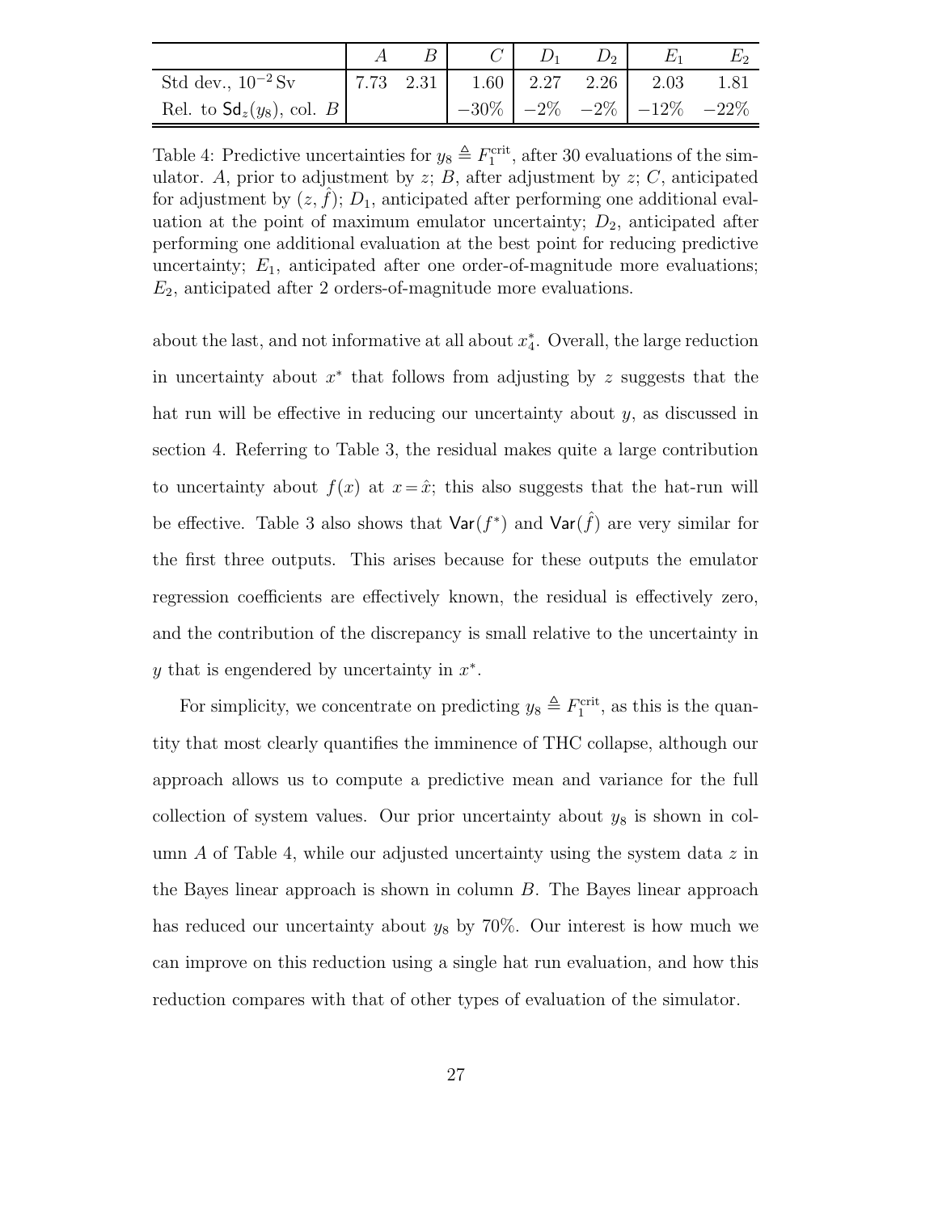| | $A$ | $B$ | $C$ | $D_1$ | $D_2$ | $E_1$ | $E_2$ |
|---|---|---|---|---|---|---|---|
| Std dev., $10^{-2}\,\text{Sv}$ | 7.73 | 2.31 | 1.60 | 2.27 | 2.26 | 2.03 | 1.81 |
| Rel. to $\mathsf{Sd}_z(y_8)$, col. $B$ | | | $-30\%$ | $-2\%$ | $-2\%$ | $-12\%$ | $-22\%$ |

Table 4: Predictive uncertainties for $y_8 \triangleq F_1^{\text{crit}}$, after 30 evaluations of the simulator. $A$, prior to adjustment by $z$; $B$, after adjustment by $z$; $C$, anticipated for adjustment by $(z, \hat{f})$; $D_1$, anticipated after performing one additional evaluation at the point of maximum emulator uncertainty; $D_2$, anticipated after performing one additional evaluation at the best point for reducing predictive uncertainty; $E_1$, anticipated after one order-of-magnitude more evaluations; $E_2$, anticipated after 2 orders-of-magnitude more evaluations.

about the last, and not informative at all about $x_4^*$. Overall, the large reduction in uncertainty about $x^*$ that follows from adjusting by $z$ suggests that the hat run will be effective in reducing our uncertainty about $y$, as discussed in section 4. Referring to Table 3, the residual makes quite a large contribution to uncertainty about $f(x)$ at $x = \hat{x}$; this also suggests that the hat-run will be effective. Table 3 also shows that $\mathsf{Var}(f^*)$ and $\mathsf{Var}(\hat{f})$ are very similar for the first three outputs. This arises because for these outputs the emulator regression coefficients are effectively known, the residual is effectively zero, and the contribution of the discrepancy is small relative to the uncertainty in $y$ that is engendered by uncertainty in $x^*$.

For simplicity, we concentrate on predicting $y_8 \triangleq F_1^{\text{crit}}$, as this is the quantity that most clearly quantifies the imminence of THC collapse, although our approach allows us to compute a predictive mean and variance for the full collection of system values. Our prior uncertainty about $y_8$ is shown in column $A$ of Table 4, while our adjusted uncertainty using the system data $z$ in the Bayes linear approach is shown in column $B$. The Bayes linear approach has reduced our uncertainty about $y_8$ by 70%. Our interest is how much we can improve on this reduction using a single hat run evaluation, and how this reduction compares with that of other types of evaluation of the simulator.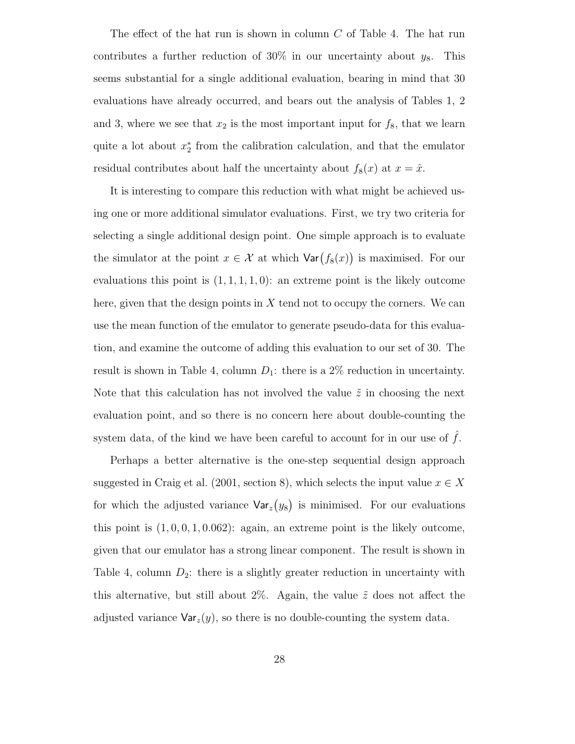The effect of the hat run is shown in column $C$ of Table 4. The hat run contributes a further reduction of 30% in our uncertainty about $y_8$. This seems substantial for a single additional evaluation, bearing in mind that 30 evaluations have already occurred, and bears out the analysis of Tables 1, 2 and 3, where we see that $x_2$ is the most important input for $f_8$, that we learn quite a lot about $x_2^*$ from the calibration calculation, and that the emulator residual contributes about half the uncertainty about $f_8(x)$ at $x = \hat{x}$.

It is interesting to compare this reduction with what might be achieved using one or more additional simulator evaluations. First, we try two criteria for selecting a single additional design point. One simple approach is to evaluate the simulator at the point $x \in \mathcal{X}$ at which $\mathsf{Var}\big(f_8(x)\big)$ is maximised. For our evaluations this point is $(1, 1, 1, 1, 0)$: an extreme point is the likely outcome here, given that the design points in $X$ tend not to occupy the corners. We can use the mean function of the emulator to generate pseudo-data for this evaluation, and examine the outcome of adding this evaluation to our set of 30. The result is shown in Table 4, column $D_1$: there is a 2% reduction in uncertainty. Note that this calculation has not involved the value $\tilde{z}$ in choosing the next evaluation point, and so there is no concern here about double-counting the system data, of the kind we have been careful to account for in our use of $\hat{f}$.

Perhaps a better alternative is the one-step sequential design approach suggested in Craig et al. (2001, section 8), which selects the input value $x \in X$ for which the adjusted variance $\mathsf{Var}_z\big(y_8\big)$ is minimised. For our evaluations this point is $(1, 0, 0, 1, 0.062)$: again, an extreme point is the likely outcome, given that our emulator has a strong linear component. The result is shown in Table 4, column $D_2$: there is a slightly greater reduction in uncertainty with this alternative, but still about 2%. Again, the value $\tilde{z}$ does not affect the adjusted variance $\mathsf{Var}_z(y)$, so there is no double-counting the system data.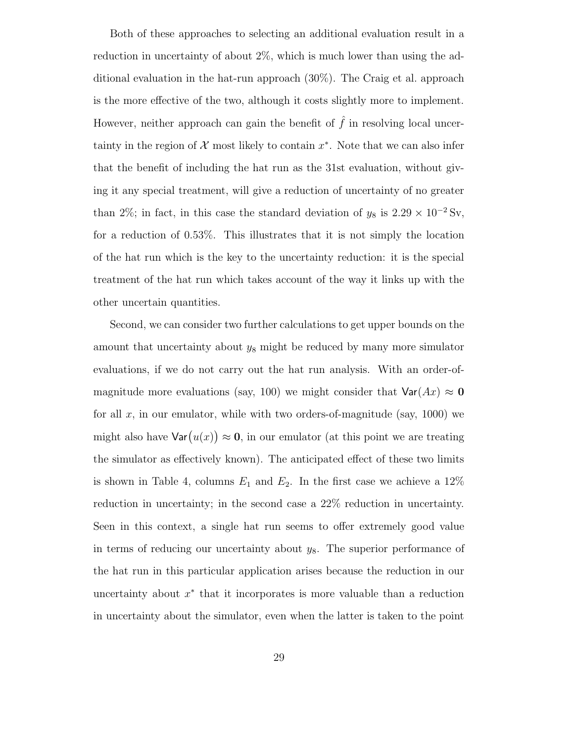Both of these approaches to selecting an additional evaluation result in a reduction in uncertainty of about 2%, which is much lower than using the additional evaluation in the hat-run approach (30%). The Craig et al. approach is the more effective of the two, although it costs slightly more to implement. However, neither approach can gain the benefit of $\hat{f}$ in resolving local uncertainty in the region of $\mathcal{X}$ most likely to contain $x^*$. Note that we can also infer that the benefit of including the hat run as the 31st evaluation, without giving it any special treatment, will give a reduction of uncertainty of no greater than 2%; in fact, in this case the standard deviation of $y_8$ is $2.29 \times 10^{-2}\,\mathrm{Sv}$, for a reduction of 0.53%. This illustrates that it is not simply the location of the hat run which is the key to the uncertainty reduction: it is the special treatment of the hat run which takes account of the way it links up with the other uncertain quantities.

Second, we can consider two further calculations to get upper bounds on the amount that uncertainty about $y_8$ might be reduced by many more simulator evaluations, if we do not carry out the hat run analysis. With an order-of-magnitude more evaluations (say, 100) we might consider that $\mathsf{Var}(Ax) \approx \mathbf{0}$ for all $x$, in our emulator, while with two orders-of-magnitude (say, 1000) we might also have $\mathsf{Var}\big(u(x)\big) \approx \mathbf{0}$, in our emulator (at this point we are treating the simulator as effectively known). The anticipated effect of these two limits is shown in Table 4, columns $E_1$ and $E_2$. In the first case we achieve a 12% reduction in uncertainty; in the second case a 22% reduction in uncertainty. Seen in this context, a single hat run seems to offer extremely good value in terms of reducing our uncertainty about $y_8$. The superior performance of the hat run in this particular application arises because the reduction in our uncertainty about $x^*$ that it incorporates is more valuable than a reduction in uncertainty about the simulator, even when the latter is taken to the point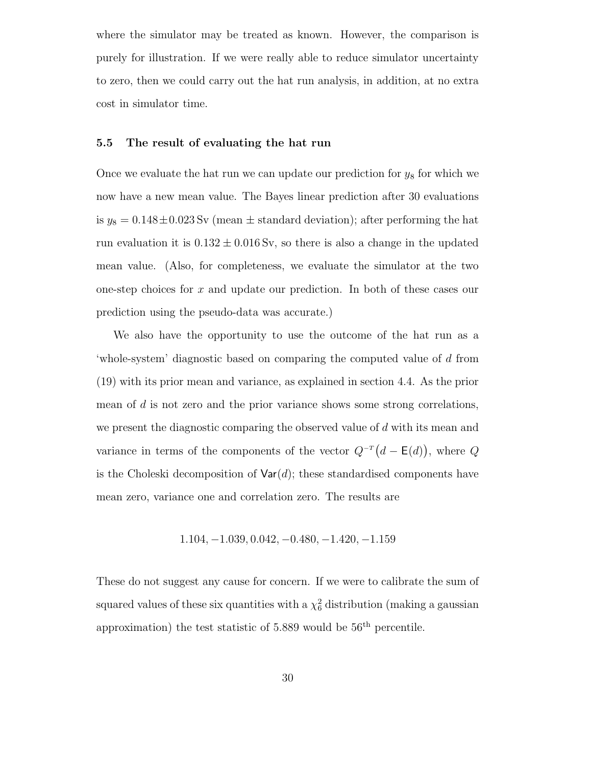where the simulator may be treated as known. However, the comparison is purely for illustration. If we were really able to reduce simulator uncertainty to zero, then we could carry out the hat run analysis, in addition, at no extra cost in simulator time.

### 5.5 The result of evaluating the hat run

Once we evaluate the hat run we can update our prediction for $y_8$ for which we now have a new mean value. The Bayes linear prediction after 30 evaluations is $y_8 = 0.148 \pm 0.023\,\text{Sv}$ (mean $\pm$ standard deviation); after performing the hat run evaluation it is $0.132 \pm 0.016\,\text{Sv}$, so there is also a change in the updated mean value. (Also, for completeness, we evaluate the simulator at the two one-step choices for $x$ and update our prediction. In both of these cases our prediction using the pseudo-data was accurate.)

We also have the opportunity to use the outcome of the hat run as a 'whole-system' diagnostic based on comparing the computed value of $d$ from (19) with its prior mean and variance, as explained in section 4.4. As the prior mean of $d$ is not zero and the prior variance shows some strong correlations, we present the diagnostic comparing the observed value of $d$ with its mean and variance in terms of the components of the vector $Q^{-T}\big(d - \mathsf{E}(d)\big)$, where $Q$ is the Choleski decomposition of $\mathsf{Var}(d)$; these standardised components have mean zero, variance one and correlation zero. The results are

$$1.104, -1.039, 0.042, -0.480, -1.420, -1.159$$

These do not suggest any cause for concern. If we were to calibrate the sum of squared values of these six quantities with a $\chi^2_6$ distribution (making a gaussian approximation) the test statistic of 5.889 would be 56$^{\text{th}}$ percentile.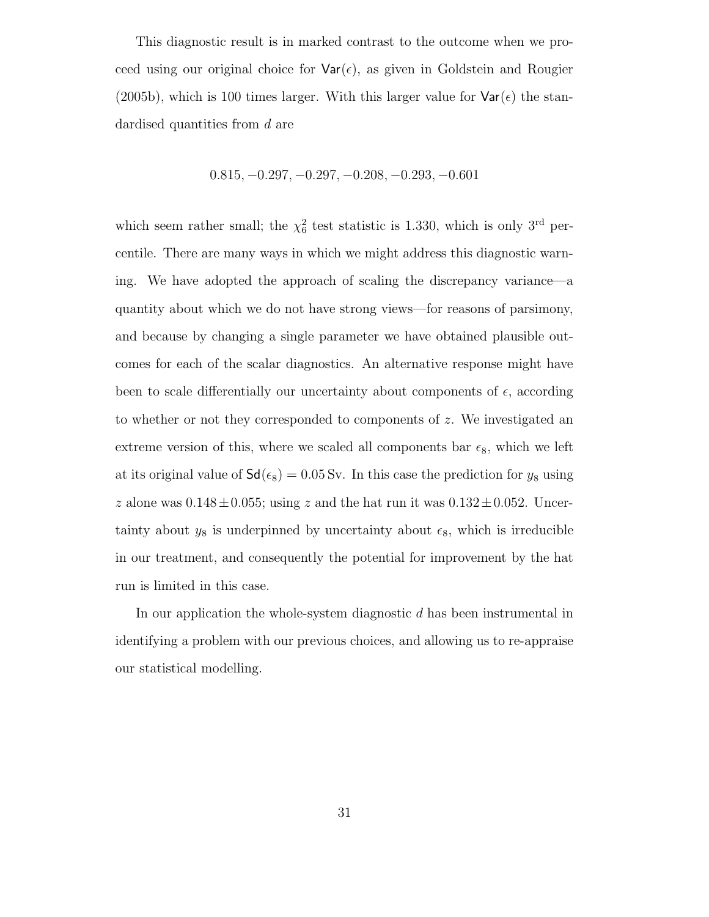This diagnostic result is in marked contrast to the outcome when we proceed using our original choice for $\mathsf{Var}(\epsilon)$, as given in Goldstein and Rougier (2005b), which is 100 times larger. With this larger value for $\mathsf{Var}(\epsilon)$ the standardised quantities from $d$ are

$$0.815, -0.297, -0.297, -0.208, -0.293, -0.601$$

which seem rather small; the $\chi^2_6$ test statistic is 1.330, which is only 3rd percentile. There are many ways in which we might address this diagnostic warning. We have adopted the approach of scaling the discrepancy variance—a quantity about which we do not have strong views—for reasons of parsimony, and because by changing a single parameter we have obtained plausible outcomes for each of the scalar diagnostics. An alternative response might have been to scale differentially our uncertainty about components of $\epsilon$, according to whether or not they corresponded to components of $z$. We investigated an extreme version of this, where we scaled all components bar $\epsilon_8$, which we left at its original value of $\mathsf{Sd}(\epsilon_8) = 0.05\,\text{Sv}$. In this case the prediction for $y_8$ using $z$ alone was $0.148 \pm 0.055$; using $z$ and the hat run it was $0.132 \pm 0.052$. Uncertainty about $y_8$ is underpinned by uncertainty about $\epsilon_8$, which is irreducible in our treatment, and consequently the potential for improvement by the hat run is limited in this case.

In our application the whole-system diagnostic $d$ has been instrumental in identifying a problem with our previous choices, and allowing us to re-appraise our statistical modelling.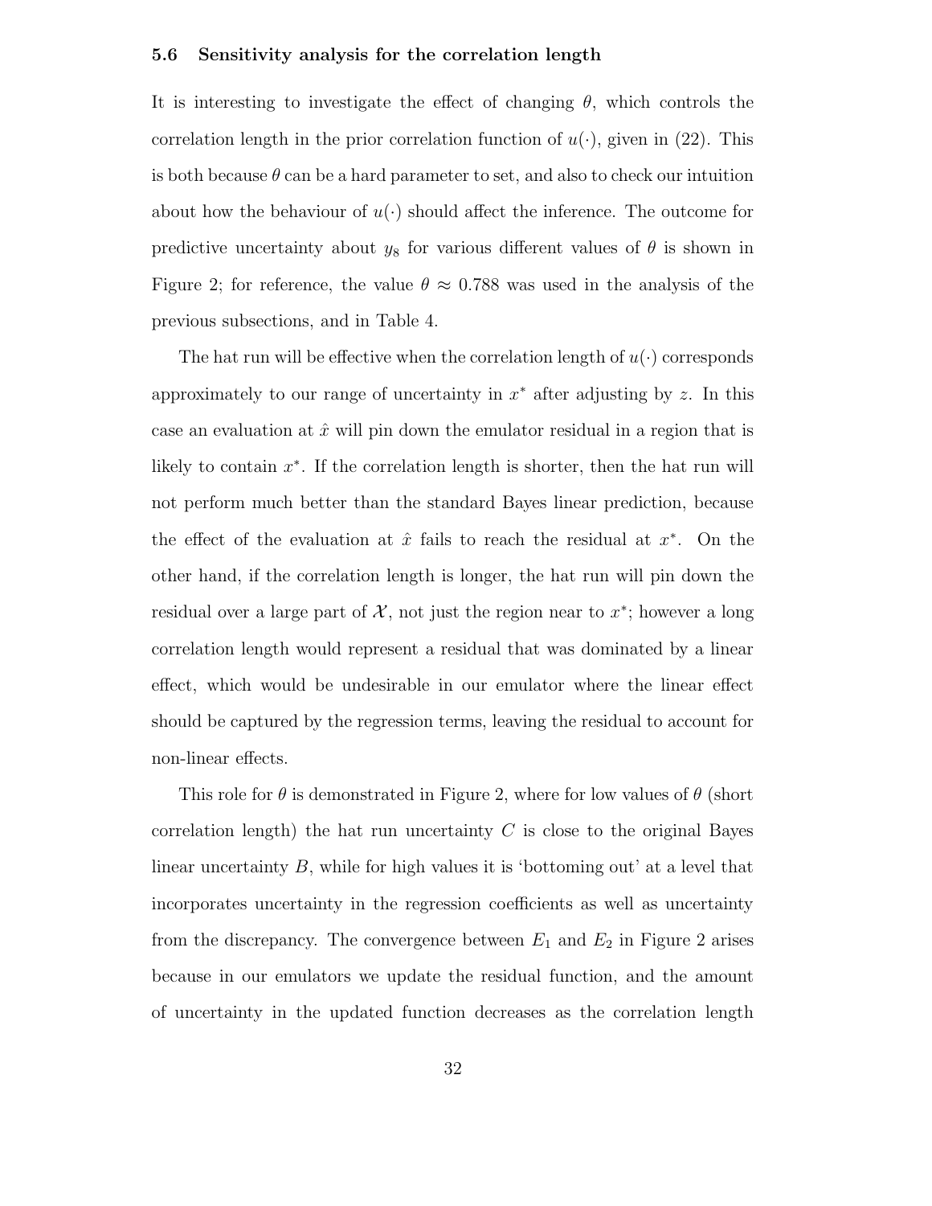### 5.6 Sensitivity analysis for the correlation length

It is interesting to investigate the effect of changing $\theta$, which controls the correlation length in the prior correlation function of $u(\cdot)$, given in (22). This is both because $\theta$ can be a hard parameter to set, and also to check our intuition about how the behaviour of $u(\cdot)$ should affect the inference. The outcome for predictive uncertainty about $y_8$ for various different values of $\theta$ is shown in Figure 2; for reference, the value $\theta \approx 0.788$ was used in the analysis of the previous subsections, and in Table 4.

The hat run will be effective when the correlation length of $u(\cdot)$ corresponds approximately to our range of uncertainty in $x^*$ after adjusting by $z$. In this case an evaluation at $\hat{x}$ will pin down the emulator residual in a region that is likely to contain $x^*$. If the correlation length is shorter, then the hat run will not perform much better than the standard Bayes linear prediction, because the effect of the evaluation at $\hat{x}$ fails to reach the residual at $x^*$. On the other hand, if the correlation length is longer, the hat run will pin down the residual over a large part of $\mathcal{X}$, not just the region near to $x^*$; however a long correlation length would represent a residual that was dominated by a linear effect, which would be undesirable in our emulator where the linear effect should be captured by the regression terms, leaving the residual to account for non-linear effects.

This role for $\theta$ is demonstrated in Figure 2, where for low values of $\theta$ (short correlation length) the hat run uncertainty $C$ is close to the original Bayes linear uncertainty $B$, while for high values it is 'bottoming out' at a level that incorporates uncertainty in the regression coefficients as well as uncertainty from the discrepancy. The convergence between $E_1$ and $E_2$ in Figure 2 arises because in our emulators we update the residual function, and the amount of uncertainty in the updated function decreases as the correlation length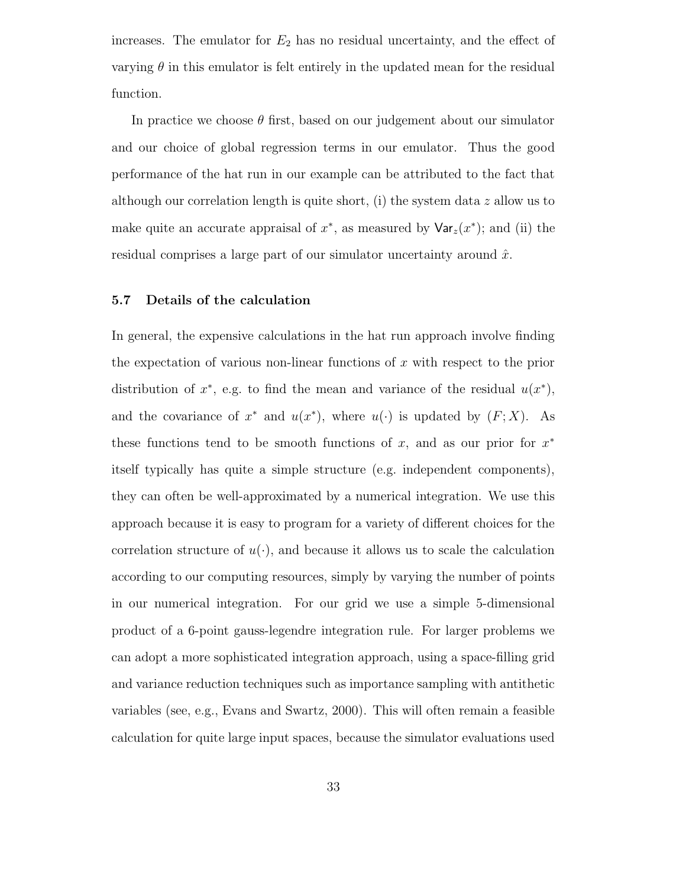increases. The emulator for $E_2$ has no residual uncertainty, and the effect of varying $\theta$ in this emulator is felt entirely in the updated mean for the residual function.

In practice we choose $\theta$ first, based on our judgement about our simulator and our choice of global regression terms in our emulator. Thus the good performance of the hat run in our example can be attributed to the fact that although our correlation length is quite short, (i) the system data $z$ allow us to make quite an accurate appraisal of $x^*$, as measured by $\mathsf{Var}_z(x^*)$; and (ii) the residual comprises a large part of our simulator uncertainty around $\hat{x}$.

### 5.7 Details of the calculation

In general, the expensive calculations in the hat run approach involve finding the expectation of various non-linear functions of $x$ with respect to the prior distribution of $x^*$, e.g. to find the mean and variance of the residual $u(x^*)$, and the covariance of $x^*$ and $u(x^*)$, where $u(\cdot)$ is updated by $(F; X)$. As these functions tend to be smooth functions of $x$, and as our prior for $x^*$ itself typically has quite a simple structure (e.g. independent components), they can often be well-approximated by a numerical integration. We use this approach because it is easy to program for a variety of different choices for the correlation structure of $u(\cdot)$, and because it allows us to scale the calculation according to our computing resources, simply by varying the number of points in our numerical integration. For our grid we use a simple 5-dimensional product of a 6-point gauss-legendre integration rule. For larger problems we can adopt a more sophisticated integration approach, using a space-filling grid and variance reduction techniques such as importance sampling with antithetic variables (see, e.g., Evans and Swartz, 2000). This will often remain a feasible calculation for quite large input spaces, because the simulator evaluations used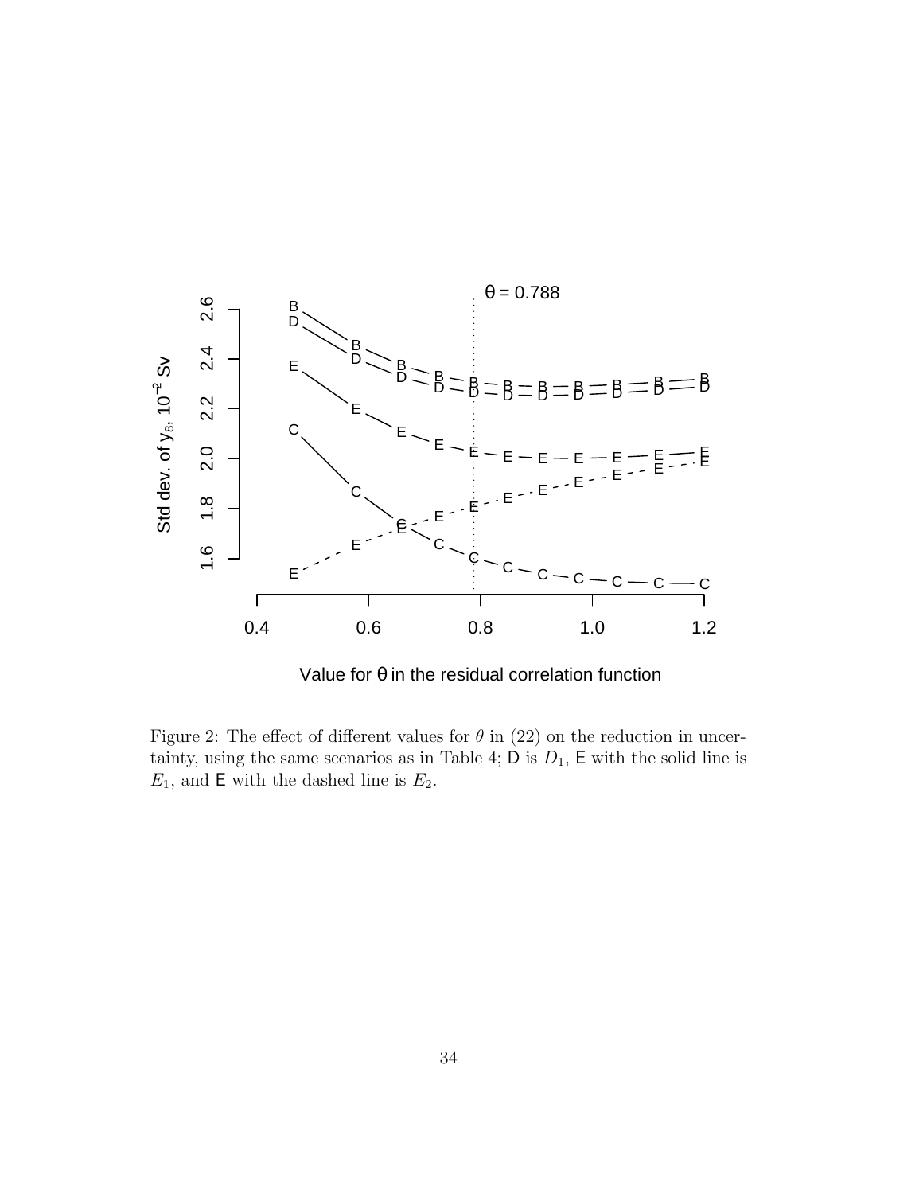Figure 2: The effect of different values for $\theta$ in (22) on the reduction in uncertainty, using the same scenarios as in Table 4; D is $D_1$, E with the solid line is $E_1$, and E with the dashed line is $E_2$.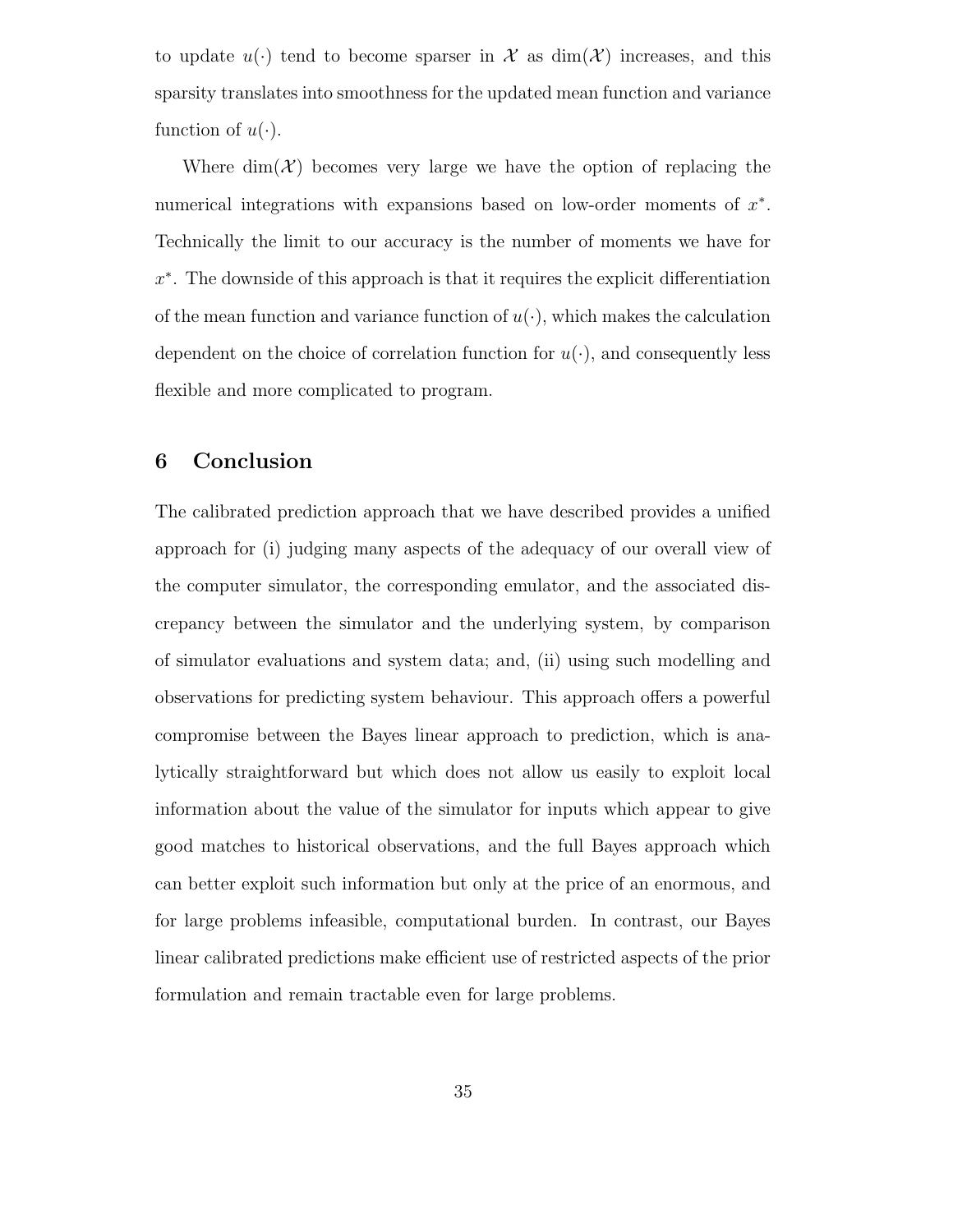to update $u(\cdot)$ tend to become sparser in $\mathcal{X}$ as $\dim(\mathcal{X})$ increases, and this sparsity translates into smoothness for the updated mean function and variance function of $u(\cdot)$.

Where $\dim(\mathcal{X})$ becomes very large we have the option of replacing the numerical integrations with expansions based on low-order moments of $x^*$. Technically the limit to our accuracy is the number of moments we have for $x^*$. The downside of this approach is that it requires the explicit differentiation of the mean function and variance function of $u(\cdot)$, which makes the calculation dependent on the choice of correlation function for $u(\cdot)$, and consequently less flexible and more complicated to program.

## 6 Conclusion

The calibrated prediction approach that we have described provides a unified approach for (i) judging many aspects of the adequacy of our overall view of the computer simulator, the corresponding emulator, and the associated discrepancy between the simulator and the underlying system, by comparison of simulator evaluations and system data; and, (ii) using such modelling and observations for predicting system behaviour. This approach offers a powerful compromise between the Bayes linear approach to prediction, which is analytically straightforward but which does not allow us easily to exploit local information about the value of the simulator for inputs which appear to give good matches to historical observations, and the full Bayes approach which can better exploit such information but only at the price of an enormous, and for large problems infeasible, computational burden. In contrast, our Bayes linear calibrated predictions make efficient use of restricted aspects of the prior formulation and remain tractable even for large problems.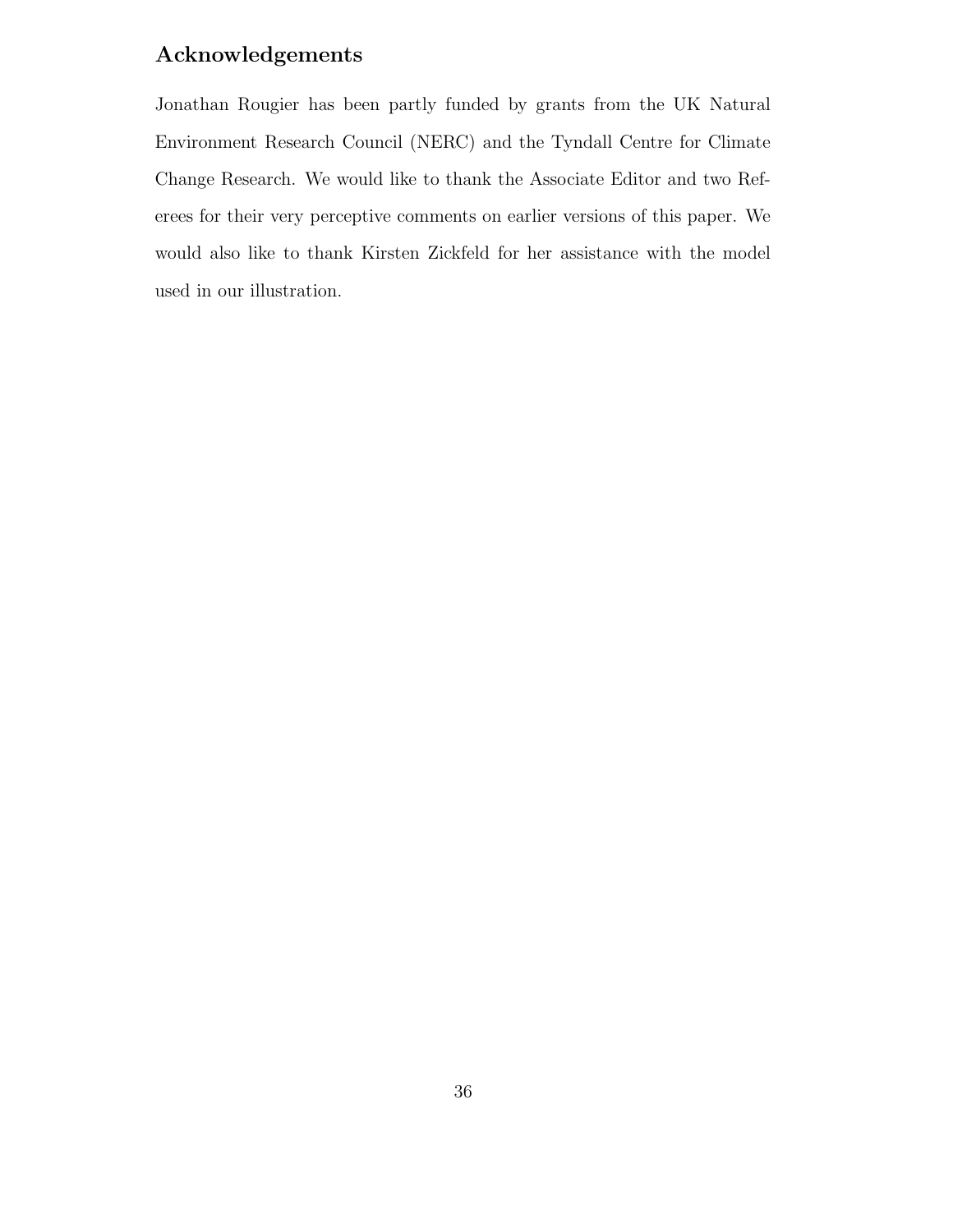## Acknowledgements

Jonathan Rougier has been partly funded by grants from the UK Natural Environment Research Council (NERC) and the Tyndall Centre for Climate Change Research. We would like to thank the Associate Editor and two Referees for their very perceptive comments on earlier versions of this paper. We would also like to thank Kirsten Zickfeld for her assistance with the model used in our illustration.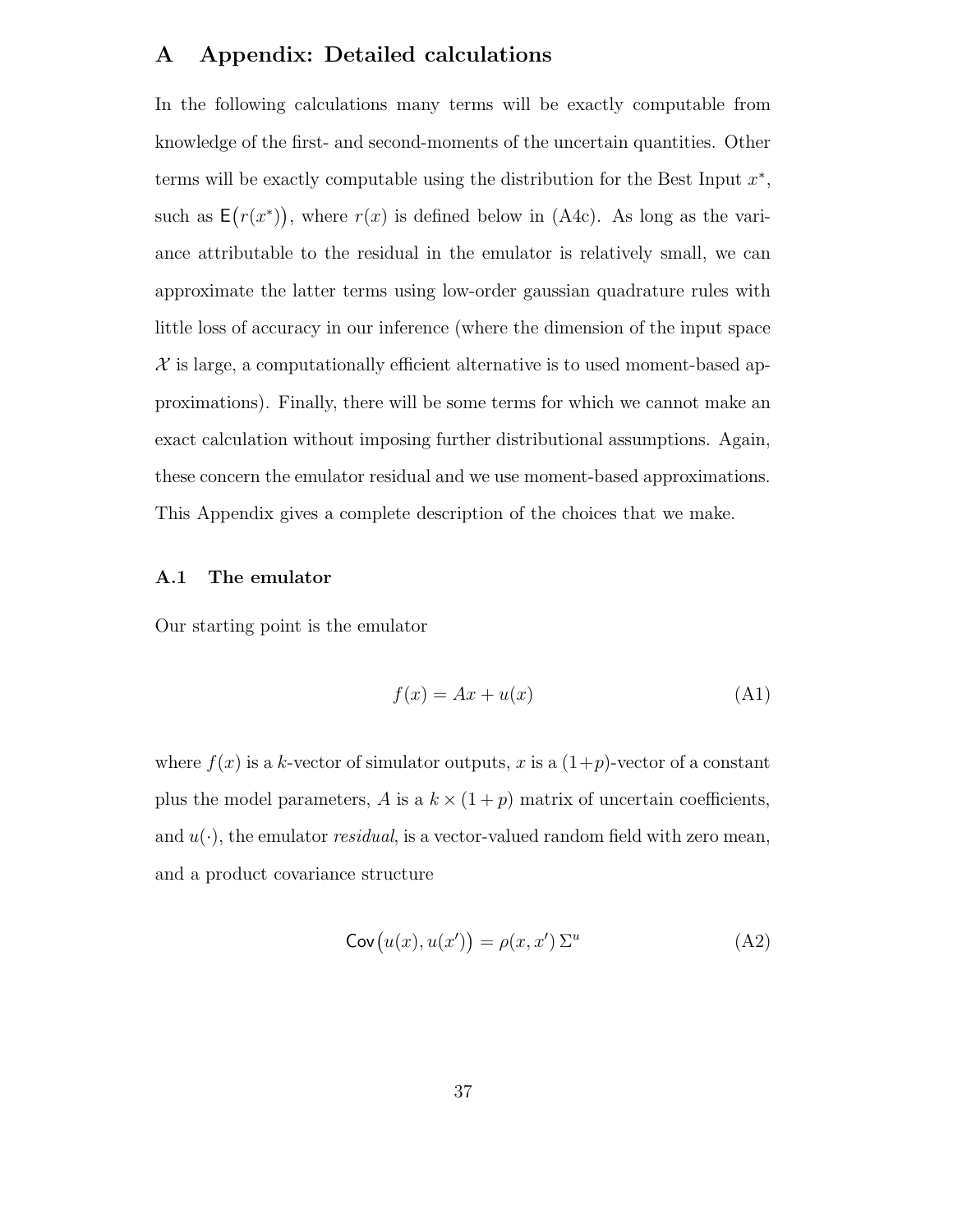# A Appendix: Detailed calculations

In the following calculations many terms will be exactly computable from knowledge of the first- and second-moments of the uncertain quantities. Other terms will be exactly computable using the distribution for the Best Input $x^*$, such as $\mathsf{E}\big(r(x^*)\big)$, where $r(x)$ is defined below in (A4c). As long as the variance attributable to the residual in the emulator is relatively small, we can approximate the latter terms using low-order gaussian quadrature rules with little loss of accuracy in our inference (where the dimension of the input space $\mathcal{X}$ is large, a computationally efficient alternative is to used moment-based approximations). Finally, there will be some terms for which we cannot make an exact calculation without imposing further distributional assumptions. Again, these concern the emulator residual and we use moment-based approximations. This Appendix gives a complete description of the choices that we make.

## A.1 The emulator

Our starting point is the emulator

$$f(x) = Ax + u(x) \tag{A1}$$

where $f(x)$ is a $k$-vector of simulator outputs, $x$ is a $(1+p)$-vector of a constant plus the model parameters, $A$ is a $k \times (1+p)$ matrix of uncertain coefficients, and $u(\cdot)$, the emulator *residual*, is a vector-valued random field with zero mean, and a product covariance structure

$$\mathsf{Cov}\big(u(x), u(x')\big) = \rho(x, x')\, \Sigma^u \tag{A2}$$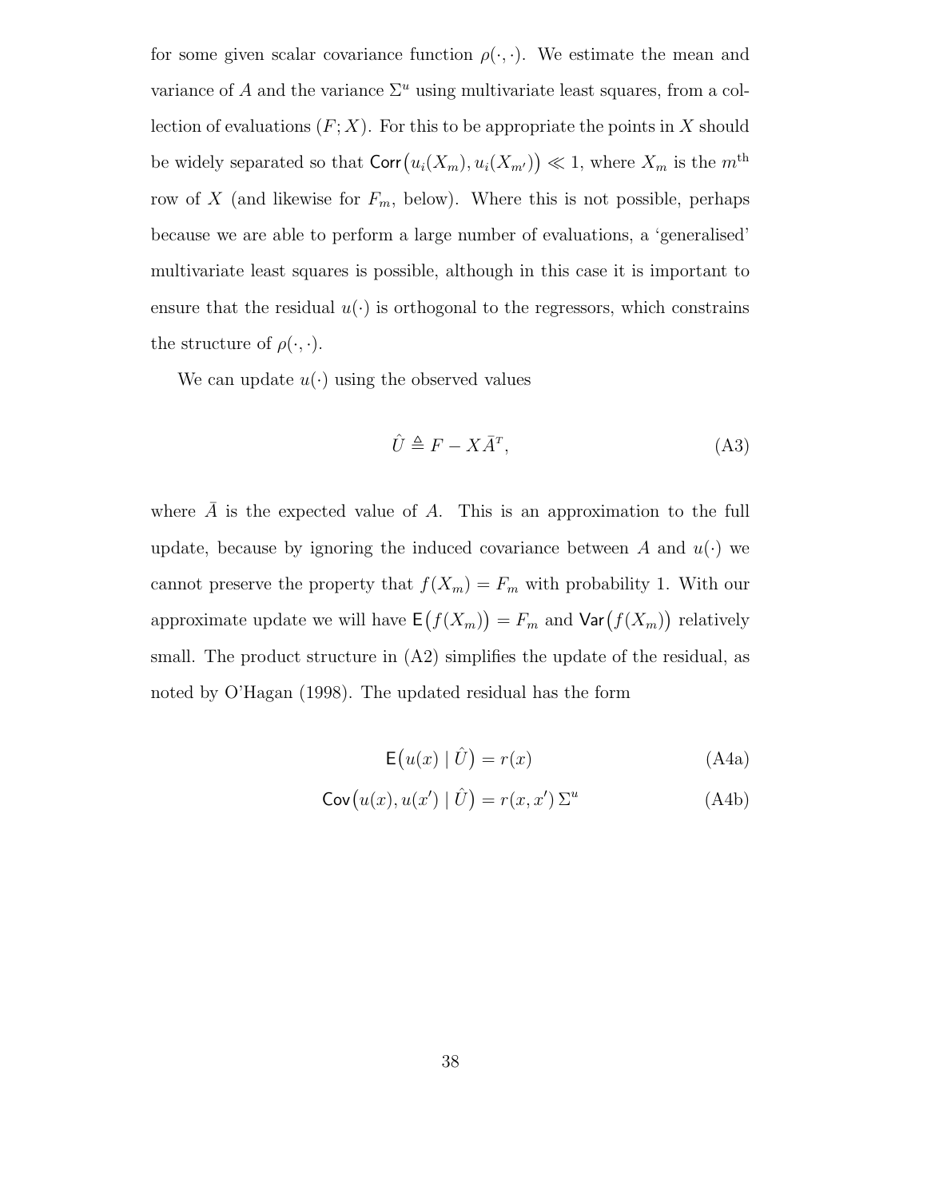for some given scalar covariance function $\rho(\cdot, \cdot)$. We estimate the mean and variance of $A$ and the variance $\Sigma^u$ using multivariate least squares, from a collection of evaluations $(F; X)$. For this to be appropriate the points in $X$ should be widely separated so that $\mathsf{Corr}\big(u_i(X_m), u_i(X_{m'})\big) \ll 1$, where $X_m$ is the $m^{\text{th}}$ row of $X$ (and likewise for $F_m$, below). Where this is not possible, perhaps because we are able to perform a large number of evaluations, a 'generalised' multivariate least squares is possible, although in this case it is important to ensure that the residual $u(\cdot)$ is orthogonal to the regressors, which constrains the structure of $\rho(\cdot, \cdot)$.

We can update $u(\cdot)$ using the observed values

$$\hat{U} \triangleq F - X\bar{A}^T, \tag{A3}$$

where $\bar{A}$ is the expected value of $A$. This is an approximation to the full update, because by ignoring the induced covariance between $A$ and $u(\cdot)$ we cannot preserve the property that $f(X_m) = F_m$ with probability 1. With our approximate update we will have $\mathsf{E}\big(f(X_m)\big) = F_m$ and $\mathsf{Var}\big(f(X_m)\big)$ relatively small. The product structure in (A2) simplifies the update of the residual, as noted by O'Hagan (1998). The updated residual has the form

$$\mathsf{E}\big(u(x) \mid \hat{U}\big) = r(x) \tag{A4a}$$

$$\mathsf{Cov}\big(u(x), u(x') \mid \hat{U}\big) = r(x, x')\, \Sigma^u \tag{A4b}$$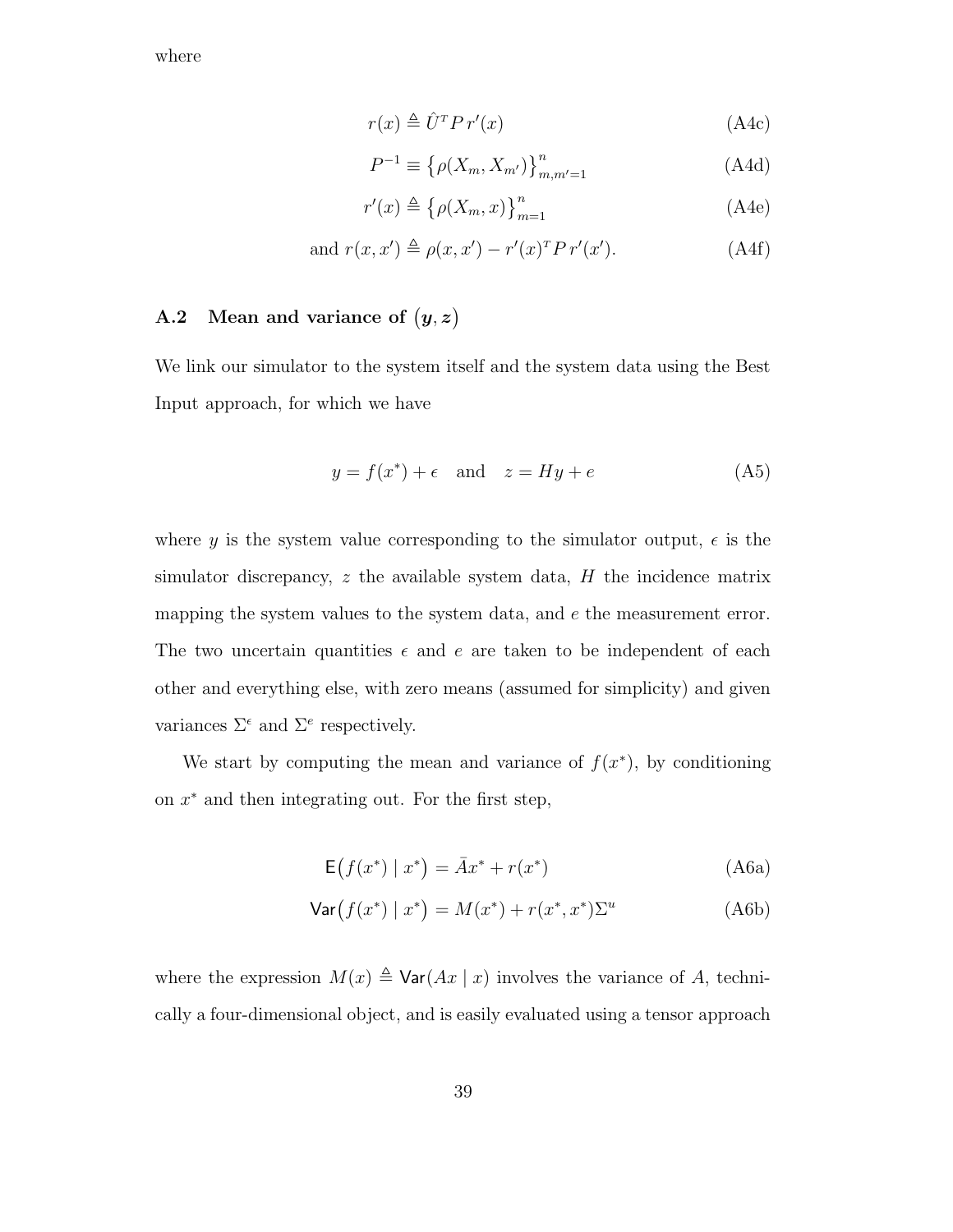where

$$r(x) \triangleq \hat{U}^T P \, r'(x) \tag{A4c}$$

$$P^{-1} \equiv \big\{\rho(X_m, X_{m'})\big\}_{m,m'=1}^{n} \tag{A4d}$$

$$r'(x) \triangleq \big\{\rho(X_m, x)\big\}_{m=1}^{n} \tag{A4e}$$

$$\text{and } r(x, x') \triangleq \rho(x, x') - r'(x)^T P \, r'(x'). \tag{A4f}$$

### A.2 Mean and variance of $(\boldsymbol{y}, \boldsymbol{z})$

We link our simulator to the system itself and the system data using the Best Input approach, for which we have

$$y = f(x^*) + \epsilon \quad \text{and} \quad z = Hy + e \tag{A5}$$

where $y$ is the system value corresponding to the simulator output, $\epsilon$ is the simulator discrepancy, $z$ the available system data, $H$ the incidence matrix mapping the system values to the system data, and $e$ the measurement error. The two uncertain quantities $\epsilon$ and $e$ are taken to be independent of each other and everything else, with zero means (assumed for simplicity) and given variances $\Sigma^\epsilon$ and $\Sigma^e$ respectively.

We start by computing the mean and variance of $f(x^*)$, by conditioning on $x^*$ and then integrating out. For the first step,

$$\mathsf{E}\big(f(x^*) \mid x^*\big) = \bar{A}x^* + r(x^*) \tag{A6a}$$

$$\mathsf{Var}\big(f(x^*) \mid x^*\big) = M(x^*) + r(x^*, x^*)\Sigma^u \tag{A6b}$$

where the expression $M(x) \triangleq \mathsf{Var}(Ax \mid x)$ involves the variance of $A$, technically a four-dimensional object, and is easily evaluated using a tensor approach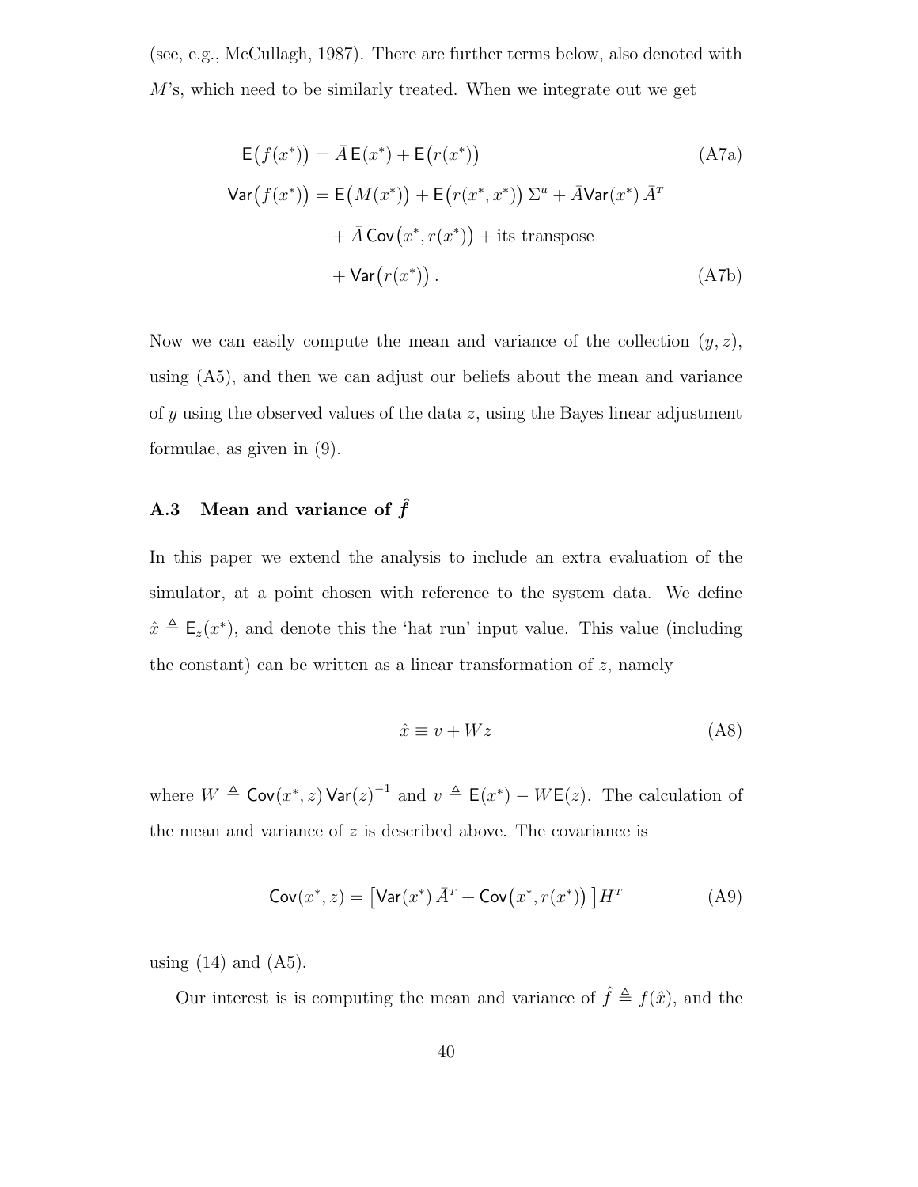(see, e.g., McCullagh, 1987). There are further terms below, also denoted with $M$'s, which need to be similarly treated. When we integrate out we get

$$
\mathsf{E}\big(f(x^*)\big) = \bar{A}\,\mathsf{E}(x^*) + \mathsf{E}\big(r(x^*)\big) \tag{A7a}
$$

$$
\begin{aligned}
\mathsf{Var}\big(f(x^*)\big) = {} & \mathsf{E}\big(M(x^*)\big) + \mathsf{E}\big(r(x^*, x^*)\big)\,\Sigma^u + \bar{A}\mathsf{Var}(x^*)\,\bar{A}^T \\
& + \bar{A}\,\mathsf{Cov}\big(x^*, r(x^*)\big) + \text{its transpose} \\
& + \mathsf{Var}\big(r(x^*)\big)\,.
\end{aligned} \tag{A7b}
$$

Now we can easily compute the mean and variance of the collection $(y, z)$, using (A5), and then we can adjust our beliefs about the mean and variance of $y$ using the observed values of the data $z$, using the Bayes linear adjustment formulae, as given in (9).

### A.3 Mean and variance of $\hat{f}$

In this paper we extend the analysis to include an extra evaluation of the simulator, at a point chosen with reference to the system data. We define $\hat{x} \triangleq \mathsf{E}_z(x^*)$, and denote this the 'hat run' input value. This value (including the constant) can be written as a linear transformation of $z$, namely

$$
\hat{x} \equiv v + Wz \tag{A8}
$$

where $W \triangleq \mathsf{Cov}(x^*, z)\,\mathsf{Var}(z)^{-1}$ and $v \triangleq \mathsf{E}(x^*) - W\mathsf{E}(z)$. The calculation of the mean and variance of $z$ is described above. The covariance is

$$
\mathsf{Cov}(x^*, z) = \big[\mathsf{Var}(x^*)\,\bar{A}^T + \mathsf{Cov}\big(x^*, r(x^*)\big)\,\big]H^T \tag{A9}
$$

using (14) and (A5).

Our interest is is computing the mean and variance of $\hat{f} \triangleq f(\hat{x})$, and the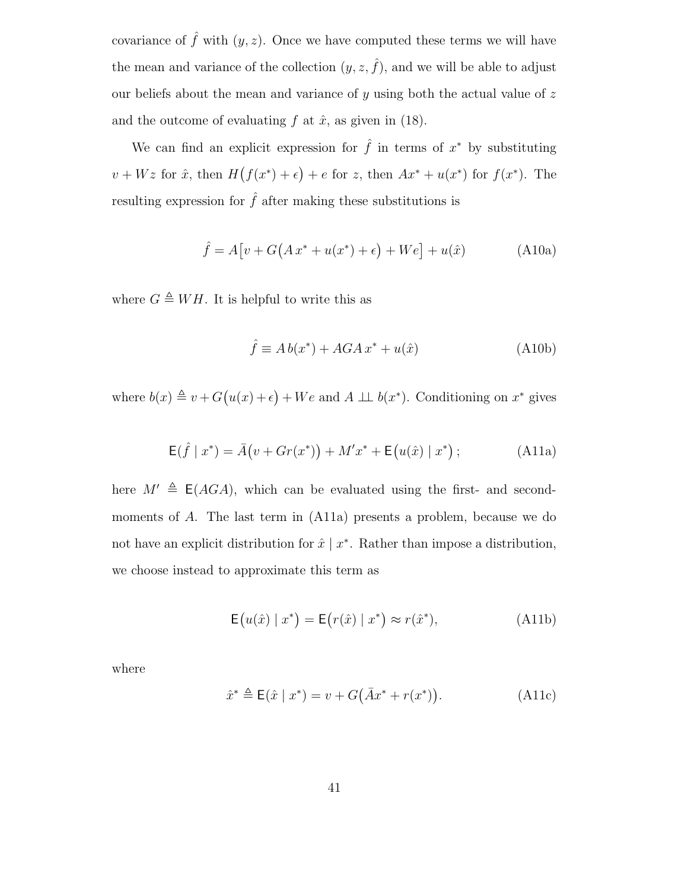covariance of $\hat{f}$ with $(y, z)$. Once we have computed these terms we will have the mean and variance of the collection $(y, z, \hat{f})$, and we will be able to adjust our beliefs about the mean and variance of $y$ using both the actual value of $z$ and the outcome of evaluating $f$ at $\hat{x}$, as given in (18).

We can find an explicit expression for $\hat{f}$ in terms of $x^*$ by substituting $v + Wz$ for $\hat{x}$, then $H\big(f(x^*) + \epsilon\big) + e$ for $z$, then $Ax^* + u(x^*)$ for $f(x^*)$. The resulting expression for $\hat{f}$ after making these substitutions is

$$\hat{f} = A\big[v + G\big(A\,x^* + u(x^*) + \epsilon\big) + We\big] + u(\hat{x}) \tag{A10a}$$

where $G \triangleq WH$. It is helpful to write this as

$$\hat{f} \equiv A\,b(x^*) + AGA\,x^* + u(\hat{x}) \tag{A10b}$$

where $b(x) \triangleq v + G\big(u(x) + \epsilon\big) + We$ and $A \perp\!\!\!\perp b(x^*)$. Conditioning on $x^*$ gives

$$\mathsf{E}(\hat{f} \mid x^*) = \bar{A}\big(v + Gr(x^*)\big) + M'x^* + \mathsf{E}\big(u(\hat{x}) \mid x^*\big)\,; \tag{A11a}$$

here $M' \triangleq \mathsf{E}(AGA)$, which can be evaluated using the first- and second-moments of $A$. The last term in (A11a) presents a problem, because we do not have an explicit distribution for $\hat{x} \mid x^*$. Rather than impose a distribution, we choose instead to approximate this term as

$$\mathsf{E}\big(u(\hat{x}) \mid x^*\big) = \mathsf{E}\big(r(\hat{x}) \mid x^*\big) \approx r(\hat{x}^*), \tag{A11b}$$

where

$$\hat{x}^* \triangleq \mathsf{E}(\hat{x} \mid x^*) = v + G\big(\bar{A}x^* + r(x^*)\big). \tag{A11c}$$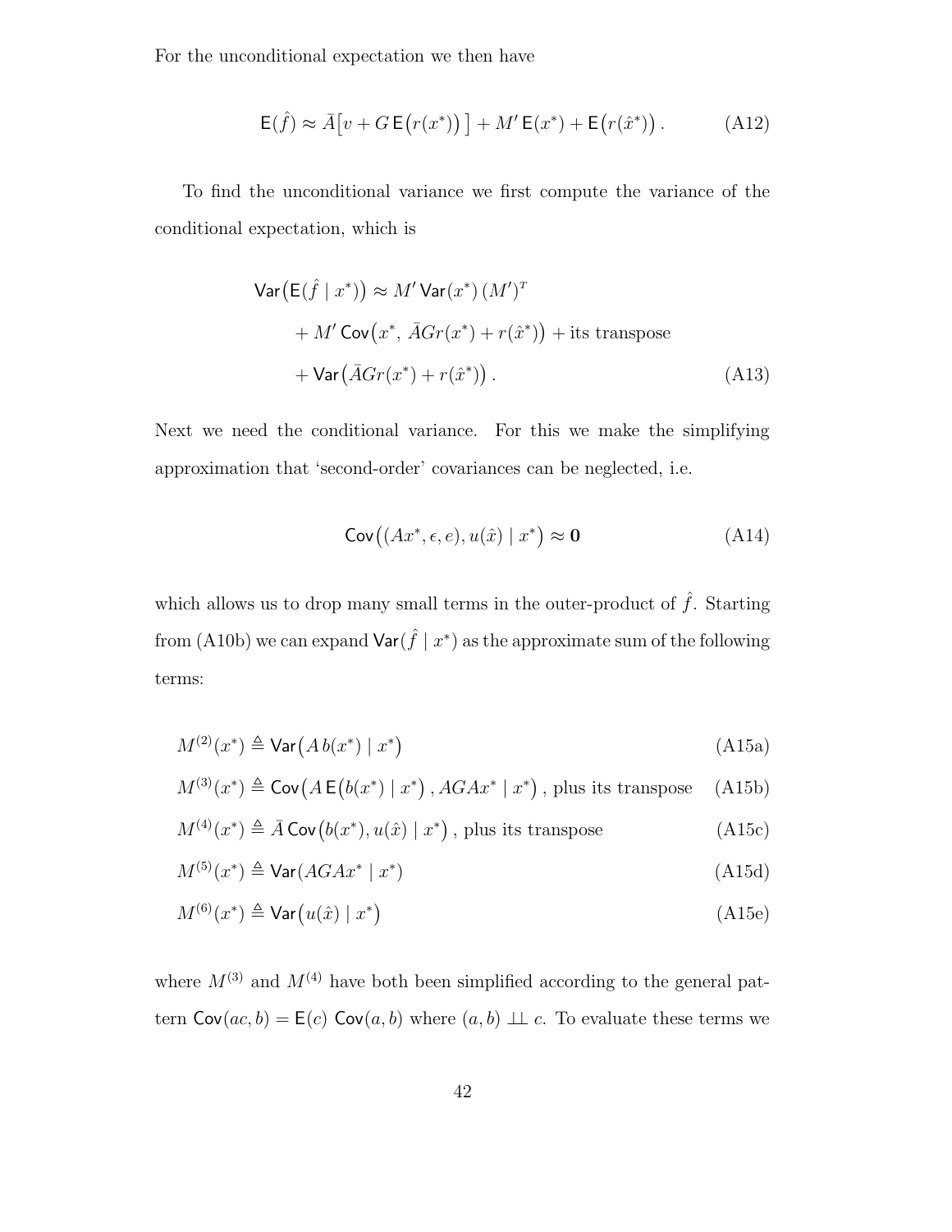For the unconditional expectation we then have

$$\mathsf{E}(\hat{f}) \approx \bar{A}\big[v + G\,\mathsf{E}\big(r(x^*)\big)\,\big] + M'\,\mathsf{E}(x^*) + \mathsf{E}\big(r(\hat{x}^*)\big)\,. \tag{A12}$$

To find the unconditional variance we first compute the variance of the conditional expectation, which is

$$\begin{aligned}
\mathsf{Var}\big(\mathsf{E}(\hat{f} \mid x^*)\big) &\approx M'\,\mathsf{Var}(x^*)\,(M')^T \\
&\quad + M'\,\mathsf{Cov}\big(x^*,\, \bar{A}Gr(x^*) + r(\hat{x}^*)\big) + \text{its transpose} \\
&\quad + \mathsf{Var}\big(\bar{A}Gr(x^*) + r(\hat{x}^*)\big)\,.
\end{aligned} \tag{A13}$$

Next we need the conditional variance. For this we make the simplifying approximation that 'second-order' covariances can be neglected, i.e.

$$\mathsf{Cov}\big((Ax^*, \epsilon, e), u(\hat{x}) \mid x^*\big) \approx \mathbf{0} \tag{A14}$$

which allows us to drop many small terms in the outer-product of $\hat{f}$. Starting from (A10b) we can expand $\mathsf{Var}(\hat{f} \mid x^*)$ as the approximate sum of the following terms:

$$M^{(2)}(x^*) \triangleq \mathsf{Var}\big(A\,b(x^*) \mid x^*\big) \tag{A15a}$$

$$M^{(3)}(x^*) \triangleq \mathsf{Cov}\big(A\,\mathsf{E}\big(b(x^*) \mid x^*\big)\,, AGAx^* \mid x^*\big)\,, \text{ plus its transpose} \tag{A15b}$$

$$M^{(4)}(x^*) \triangleq \bar{A}\,\mathsf{Cov}\big(b(x^*), u(\hat{x}) \mid x^*\big)\,, \text{ plus its transpose} \tag{A15c}$$

$$M^{(5)}(x^*) \triangleq \mathsf{Var}(AGAx^* \mid x^*) \tag{A15d}$$

$$M^{(6)}(x^*) \triangleq \mathsf{Var}\big(u(\hat{x}) \mid x^*\big) \tag{A15e}$$

where $M^{(3)}$ and $M^{(4)}$ have both been simplified according to the general pattern $\mathsf{Cov}(ac, b) = \mathsf{E}(c)\ \mathsf{Cov}(a, b)$ where $(a, b) \perp\!\!\!\perp c$. To evaluate these terms we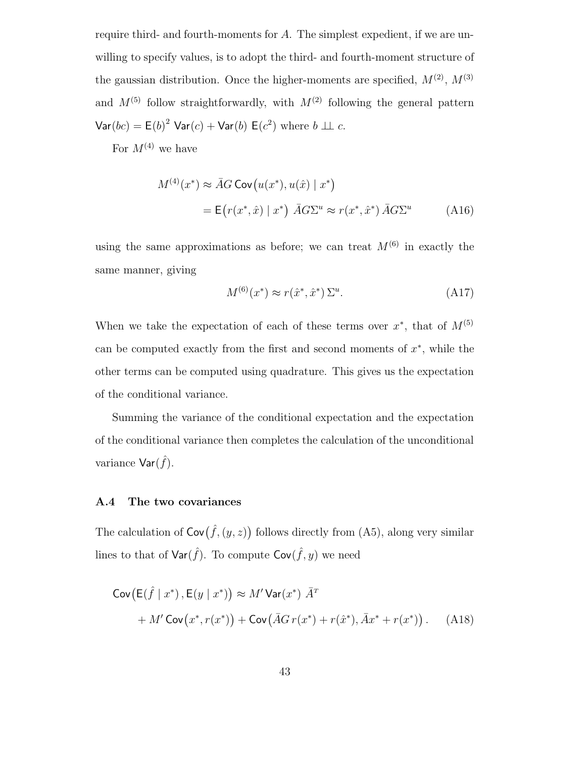require third- and fourth-moments for $A$. The simplest expedient, if we are unwilling to specify values, is to adopt the third- and fourth-moment structure of the gaussian distribution. Once the higher-moments are specified, $M^{(2)}$, $M^{(3)}$ and $M^{(5)}$ follow straightforwardly, with $M^{(2)}$ following the general pattern $\mathsf{Var}(bc) = \mathsf{E}(b)^2\ \mathsf{Var}(c) + \mathsf{Var}(b)\ \mathsf{E}(c^2)$ where $b \perp\!\!\!\perp c$.

For $M^{(4)}$ we have

$$
\begin{aligned}
M^{(4)}(x^*) &\approx \bar{A}G\, \mathsf{Cov}\big(u(x^*), u(\hat{x}) \mid x^*\big) \\
&= \mathsf{E}\big(r(x^*, \hat{x}) \mid x^*\big)\ \bar{A}G\Sigma^u \approx r(x^*, \hat{x}^*)\, \bar{A}G\Sigma^u \qquad \text{(A16)}
\end{aligned}
$$

using the same approximations as before; we can treat $M^{(6)}$ in exactly the same manner, giving

$$
M^{(6)}(x^*) \approx r(\hat{x}^*, \hat{x}^*)\, \Sigma^u. \qquad \text{(A17)}
$$

When we take the expectation of each of these terms over $x^*$, that of $M^{(5)}$ can be computed exactly from the first and second moments of $x^*$, while the other terms can be computed using quadrature. This gives us the expectation of the conditional variance.

Summing the variance of the conditional expectation and the expectation of the conditional variance then completes the calculation of the unconditional variance $\mathsf{Var}(\hat{f})$.

### A.4 The two covariances

The calculation of $\mathsf{Cov}\big(\hat{f}, (y, z)\big)$ follows directly from (A5), along very similar lines to that of $\mathsf{Var}(\hat{f})$. To compute $\mathsf{Cov}(\hat{f}, y)$ we need

$$
\begin{aligned}
\mathsf{Cov}\big(\mathsf{E}(\hat{f} \mid x^*)\,, \mathsf{E}(y \mid x^*)\big) &\approx M'\, \mathsf{Var}(x^*)\ \bar{A}^T \\
&\quad + M'\, \mathsf{Cov}\big(x^*, r(x^*)\big) + \mathsf{Cov}\big(\bar{A}G\, r(x^*) + r(\hat{x}^*), \bar{A}x^* + r(x^*)\big)\,. \qquad \text{(A18)}
\end{aligned}
$$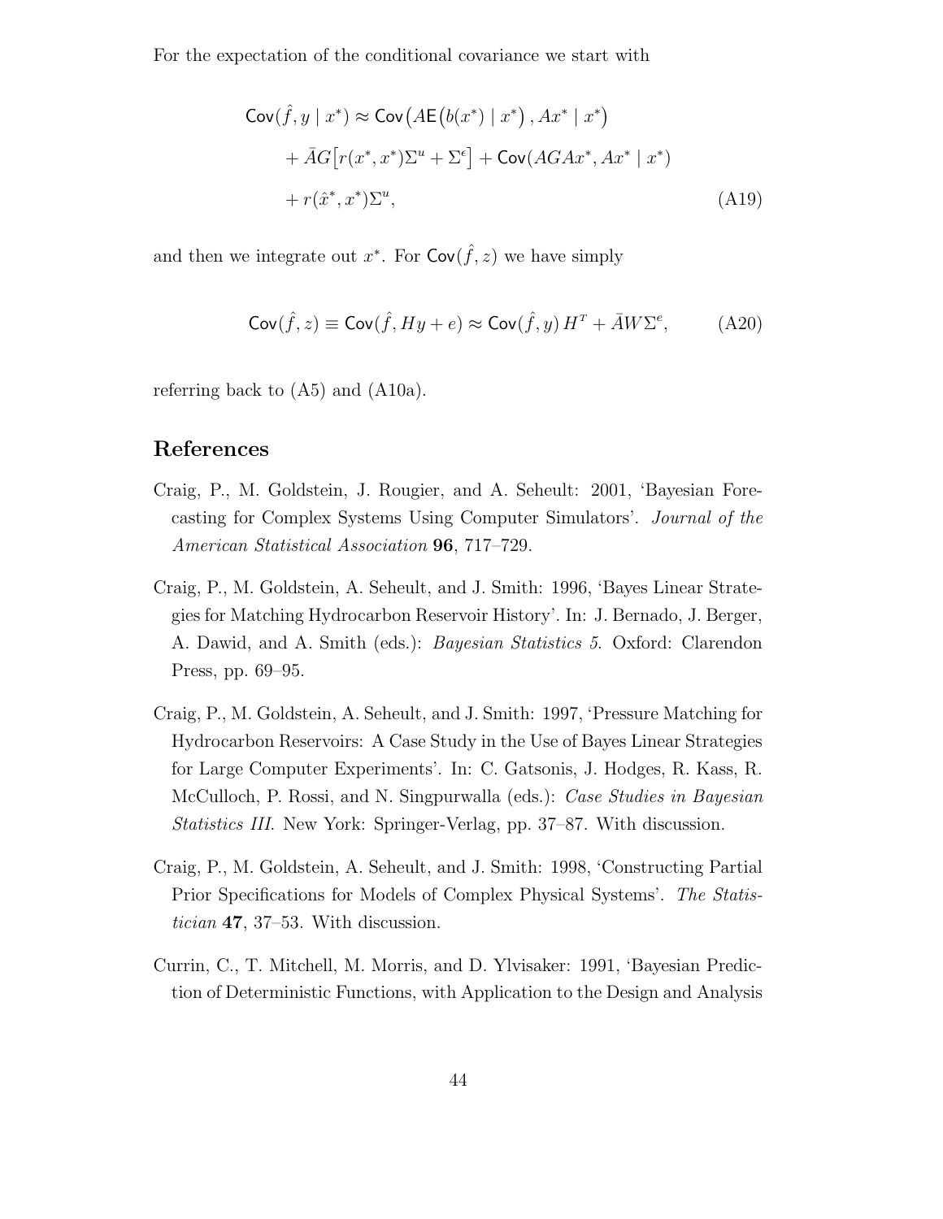For the expectation of the conditional covariance we start with

$$
\begin{aligned}
\mathsf{Cov}(\hat{f}, y \mid x^*) &\approx \mathsf{Cov}\big(A\mathsf{E}\big(b(x^*) \mid x^*\big)\,, Ax^* \mid x^*\big) \\
&\quad + \bar{A}G\big[r(x^*, x^*)\Sigma^u + \Sigma^\epsilon\big] + \mathsf{Cov}(AGAx^*, Ax^* \mid x^*) \\
&\quad + r(\hat{x}^*, x^*)\Sigma^u,
\end{aligned}
\tag{A19}
$$

and then we integrate out $x^*$. For $\mathsf{Cov}(\hat{f}, z)$ we have simply

$$
\mathsf{Cov}(\hat{f}, z) \equiv \mathsf{Cov}(\hat{f}, Hy + e) \approx \mathsf{Cov}(\hat{f}, y)\, H^T + \bar{A}W\Sigma^e, \tag{A20}
$$

referring back to (A5) and (A10a).

## References

Craig, P., M. Goldstein, J. Rougier, and A. Seheult: 2001, 'Bayesian Forecasting for Complex Systems Using Computer Simulators'. *Journal of the American Statistical Association* **96**, 717–729.

Craig, P., M. Goldstein, A. Seheult, and J. Smith: 1996, 'Bayes Linear Strategies for Matching Hydrocarbon Reservoir History'. In: J. Bernado, J. Berger, A. Dawid, and A. Smith (eds.): *Bayesian Statistics 5*. Oxford: Clarendon Press, pp. 69–95.

Craig, P., M. Goldstein, A. Seheult, and J. Smith: 1997, 'Pressure Matching for Hydrocarbon Reservoirs: A Case Study in the Use of Bayes Linear Strategies for Large Computer Experiments'. In: C. Gatsonis, J. Hodges, R. Kass, R. McCulloch, P. Rossi, and N. Singpurwalla (eds.): *Case Studies in Bayesian Statistics III*. New York: Springer-Verlag, pp. 37–87. With discussion.

Craig, P., M. Goldstein, A. Seheult, and J. Smith: 1998, 'Constructing Partial Prior Specifications for Models of Complex Physical Systems'. *The Statistician* **47**, 37–53. With discussion.

Currin, C., T. Mitchell, M. Morris, and D. Ylvisaker: 1991, 'Bayesian Prediction of Deterministic Functions, with Application to the Design and Analysis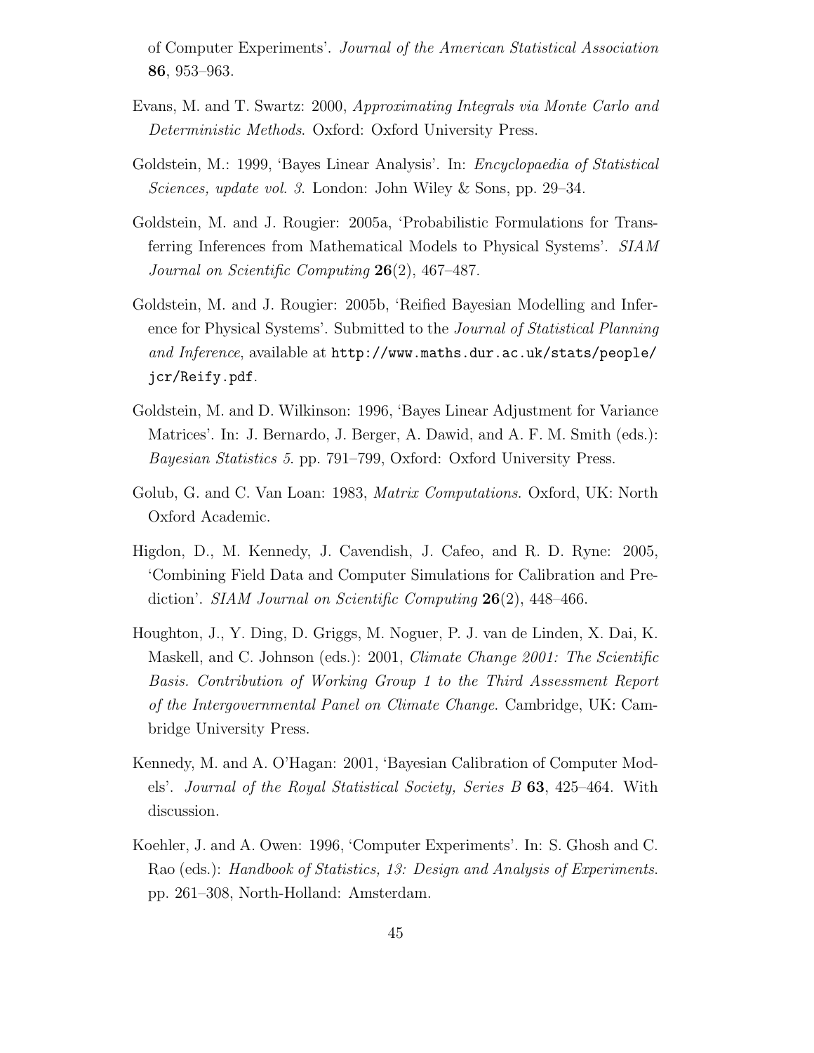of Computer Experiments'. *Journal of the American Statistical Association* **86**, 953–963.

Evans, M. and T. Swartz: 2000, *Approximating Integrals via Monte Carlo and Deterministic Methods*. Oxford: Oxford University Press.

Goldstein, M.: 1999, 'Bayes Linear Analysis'. In: *Encyclopaedia of Statistical Sciences, update vol. 3*. London: John Wiley & Sons, pp. 29–34.

Goldstein, M. and J. Rougier: 2005a, 'Probabilistic Formulations for Transferring Inferences from Mathematical Models to Physical Systems'. *SIAM Journal on Scientific Computing* **26**(2), 467–487.

Goldstein, M. and J. Rougier: 2005b, 'Reified Bayesian Modelling and Inference for Physical Systems'. Submitted to the *Journal of Statistical Planning and Inference*, available at `http://www.maths.dur.ac.uk/stats/people/jcr/Reify.pdf`.

Goldstein, M. and D. Wilkinson: 1996, 'Bayes Linear Adjustment for Variance Matrices'. In: J. Bernardo, J. Berger, A. Dawid, and A. F. M. Smith (eds.): *Bayesian Statistics 5*. pp. 791–799, Oxford: Oxford University Press.

Golub, G. and C. Van Loan: 1983, *Matrix Computations*. Oxford, UK: North Oxford Academic.

Higdon, D., M. Kennedy, J. Cavendish, J. Cafeo, and R. D. Ryne: 2005, 'Combining Field Data and Computer Simulations for Calibration and Prediction'. *SIAM Journal on Scientific Computing* **26**(2), 448–466.

Houghton, J., Y. Ding, D. Griggs, M. Noguer, P. J. van de Linden, X. Dai, K. Maskell, and C. Johnson (eds.): 2001, *Climate Change 2001: The Scientific Basis. Contribution of Working Group 1 to the Third Assessment Report of the Intergovernmental Panel on Climate Change*. Cambridge, UK: Cambridge University Press.

Kennedy, M. and A. O'Hagan: 2001, 'Bayesian Calibration of Computer Models'. *Journal of the Royal Statistical Society, Series B* **63**, 425–464. With discussion.

Koehler, J. and A. Owen: 1996, 'Computer Experiments'. In: S. Ghosh and C. Rao (eds.): *Handbook of Statistics, 13: Design and Analysis of Experiments*. pp. 261–308, North-Holland: Amsterdam.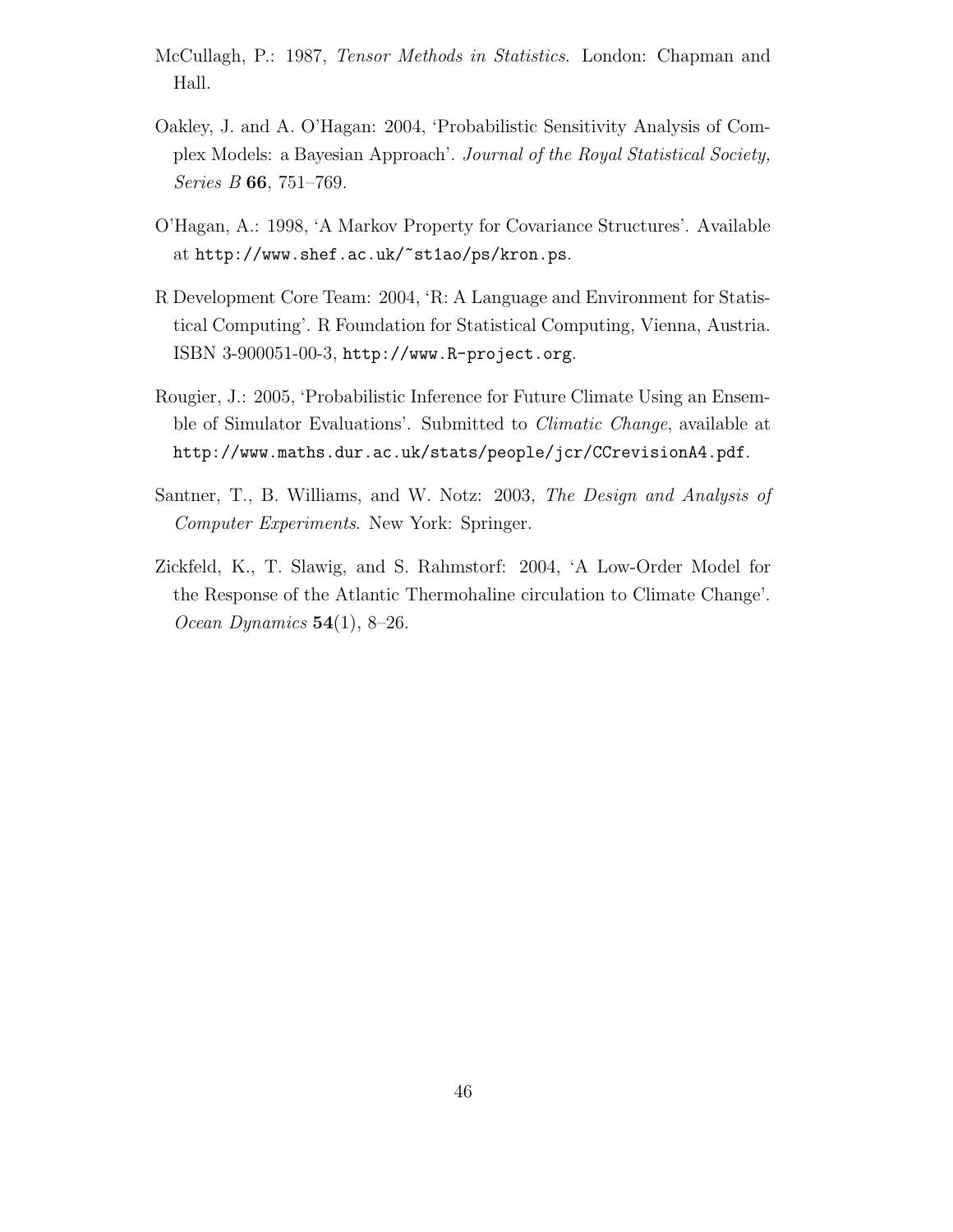McCullagh, P.: 1987, *Tensor Methods in Statistics*. London: Chapman and Hall.

Oakley, J. and A. O'Hagan: 2004, 'Probabilistic Sensitivity Analysis of Complex Models: a Bayesian Approach'. *Journal of the Royal Statistical Society, Series B* **66**, 751–769.

O'Hagan, A.: 1998, 'A Markov Property for Covariance Structures'. Available at `http://www.shef.ac.uk/~st1ao/ps/kron.ps`.

R Development Core Team: 2004, 'R: A Language and Environment for Statistical Computing'. R Foundation for Statistical Computing, Vienna, Austria. ISBN 3-900051-00-3, `http://www.R-project.org`.

Rougier, J.: 2005, 'Probabilistic Inference for Future Climate Using an Ensemble of Simulator Evaluations'. Submitted to *Climatic Change*, available at `http://www.maths.dur.ac.uk/stats/people/jcr/CCrevisionA4.pdf`.

Santner, T., B. Williams, and W. Notz: 2003, *The Design and Analysis of Computer Experiments*. New York: Springer.

Zickfeld, K., T. Slawig, and S. Rahmstorf: 2004, 'A Low-Order Model for the Response of the Atlantic Thermohaline circulation to Climate Change'. *Ocean Dynamics* **54**(1), 8–26.